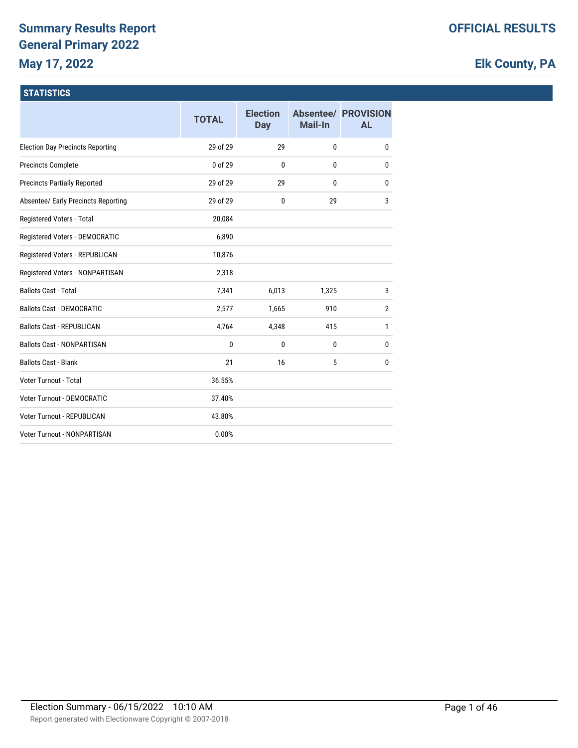# Summary Results Report
# General Primary 2022
# May 17, 2022

**OFFICIAL RESULTS**

**Elk County, PA**

## STATISTICS

| | TOTAL | Election Day | Absentee/ Mail-In | PROVISIONAL |
|---|---|---|---|---|
| Election Day Precincts Reporting | 29 of 29 | 29 | 0 | 0 |
| Precincts Complete | 0 of 29 | 0 | 0 | 0 |
| Precincts Partially Reported | 29 of 29 | 29 | 0 | 0 |
| Absentee/ Early Precincts Reporting | 29 of 29 | 0 | 29 | 3 |
| Registered Voters - Total | 20,084 | | | |
| Registered Voters - DEMOCRATIC | 6,890 | | | |
| Registered Voters - REPUBLICAN | 10,876 | | | |
| Registered Voters - NONPARTISAN | 2,318 | | | |
| Ballots Cast - Total | 7,341 | 6,013 | 1,325 | 3 |
| Ballots Cast - DEMOCRATIC | 2,577 | 1,665 | 910 | 2 |
| Ballots Cast - REPUBLICAN | 4,764 | 4,348 | 415 | 1 |
| Ballots Cast - NONPARTISAN | 0 | 0 | 0 | 0 |
| Ballots Cast - Blank | 21 | 16 | 5 | 0 |
| Voter Turnout - Total | 36.55% | | | |
| Voter Turnout - DEMOCRATIC | 37.40% | | | |
| Voter Turnout - REPUBLICAN | 43.80% | | | |
| Voter Turnout - NONPARTISAN | 0.00% | | | |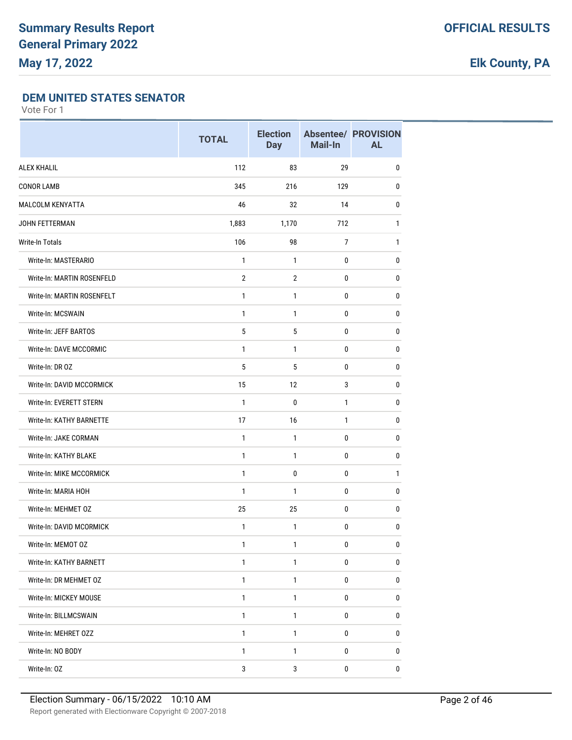# Summary Results Report
## General Primary 2022
## May 17, 2022

**OFFICIAL RESULTS**

**Elk County, PA**

### DEM UNITED STATES SENATOR

Vote For 1

| | TOTAL | Election Day | Absentee/ Mail-In | PROVISIONAL |
|---|---|---|---|---|
| ALEX KHALIL | 112 | 83 | 29 | 0 |
| CONOR LAMB | 345 | 216 | 129 | 0 |
| MALCOLM KENYATTA | 46 | 32 | 14 | 0 |
| JOHN FETTERMAN | 1,883 | 1,170 | 712 | 1 |
| Write-In Totals | 106 | 98 | 7 | 1 |
| Write-In: MASTERARIO | 1 | 1 | 0 | 0 |
| Write-In: MARTIN ROSENFELD | 2 | 2 | 0 | 0 |
| Write-In: MARTIN ROSENFELT | 1 | 1 | 0 | 0 |
| Write-In: MCSWAIN | 1 | 1 | 0 | 0 |
| Write-In: JEFF BARTOS | 5 | 5 | 0 | 0 |
| Write-In: DAVE MCCORMIC | 1 | 1 | 0 | 0 |
| Write-In: DR OZ | 5 | 5 | 0 | 0 |
| Write-In: DAVID MCCORMICK | 15 | 12 | 3 | 0 |
| Write-In: EVERETT STERN | 1 | 0 | 1 | 0 |
| Write-In: KATHY BARNETTE | 17 | 16 | 1 | 0 |
| Write-In: JAKE CORMAN | 1 | 1 | 0 | 0 |
| Write-In: KATHY BLAKE | 1 | 1 | 0 | 0 |
| Write-In: MIKE MCCORMICK | 1 | 0 | 0 | 1 |
| Write-In: MARIA HOH | 1 | 1 | 0 | 0 |
| Write-In: MEHMET OZ | 25 | 25 | 0 | 0 |
| Write-In: DAVID MCORMICK | 1 | 1 | 0 | 0 |
| Write-In: MEMOT OZ | 1 | 1 | 0 | 0 |
| Write-In: KATHY BARNETT | 1 | 1 | 0 | 0 |
| Write-In: DR MEHMET OZ | 1 | 1 | 0 | 0 |
| Write-In: MICKEY MOUSE | 1 | 1 | 0 | 0 |
| Write-In: BILLMCSWAIN | 1 | 1 | 0 | 0 |
| Write-In: MEHRET OZZ | 1 | 1 | 0 | 0 |
| Write-In: NO BODY | 1 | 1 | 0 | 0 |
| Write-In: OZ | 3 | 3 | 0 | 0 |

Election Summary - 06/15/2022 10:10 AM

Report generated with Electionware Copyright © 2007-2018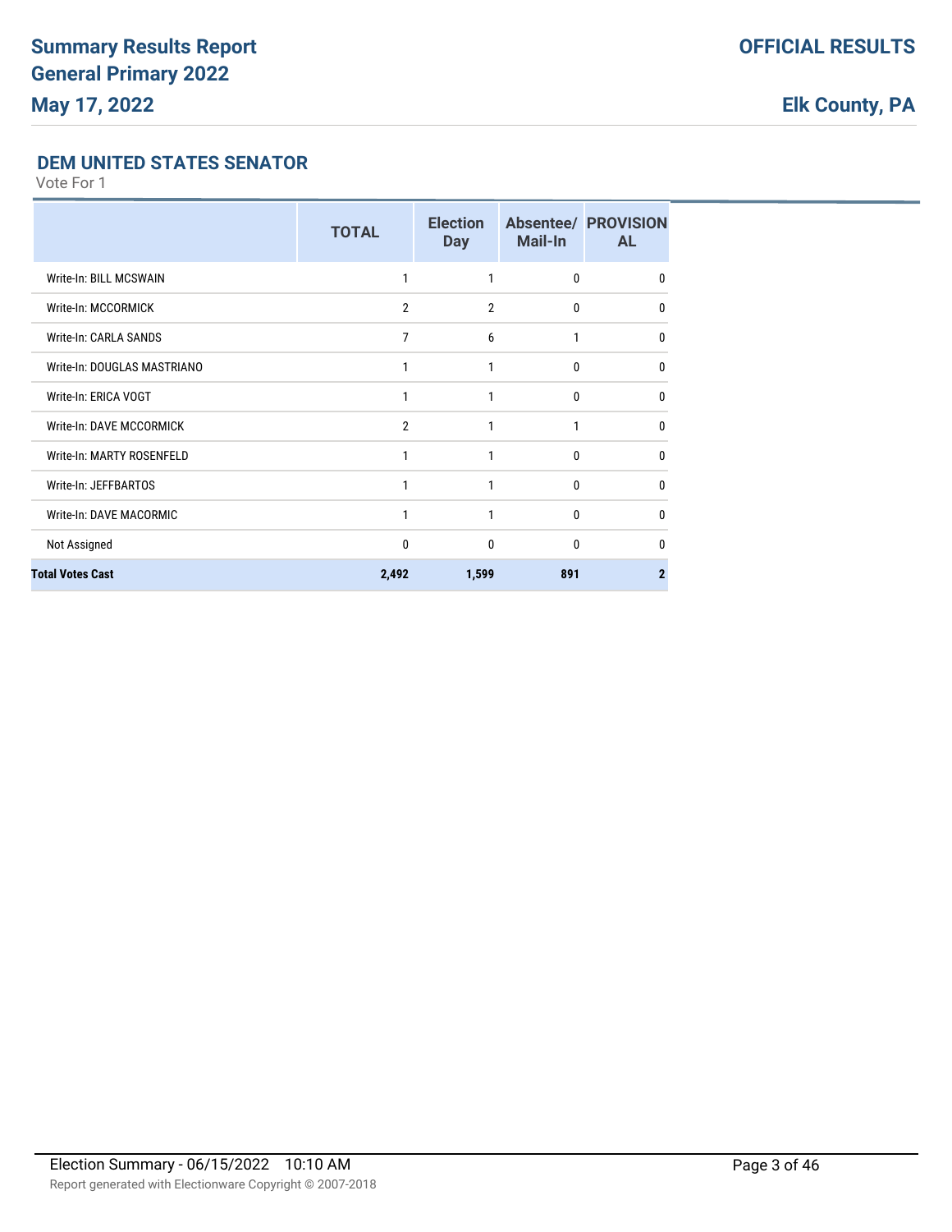# Summary Results Report
# General Primary 2022
# May 17, 2022

**OFFICIAL RESULTS**

**Elk County, PA**

### DEM UNITED STATES SENATOR

Vote For 1

| | TOTAL | Election Day | Absentee/ Mail-In | PROVISIONAL |
|---|---|---|---|---|
| Write-In: BILL MCSWAIN | 1 | 1 | 0 | 0 |
| Write-In: MCCORMICK | 2 | 2 | 0 | 0 |
| Write-In: CARLA SANDS | 7 | 6 | 1 | 0 |
| Write-In: DOUGLAS MASTRIANO | 1 | 1 | 0 | 0 |
| Write-In: ERICA VOGT | 1 | 1 | 0 | 0 |
| Write-In: DAVE MCCORMICK | 2 | 1 | 1 | 0 |
| Write-In: MARTY ROSENFELD | 1 | 1 | 0 | 0 |
| Write-In: JEFFBARTOS | 1 | 1 | 0 | 0 |
| Write-In: DAVE MACORMIC | 1 | 1 | 0 | 0 |
| Not Assigned | 0 | 0 | 0 | 0 |
| **Total Votes Cast** | **2,492** | **1,599** | **891** | **2** |

Election Summary - 06/15/2022 10:10 AM

Report generated with Electionware Copyright © 2007-2018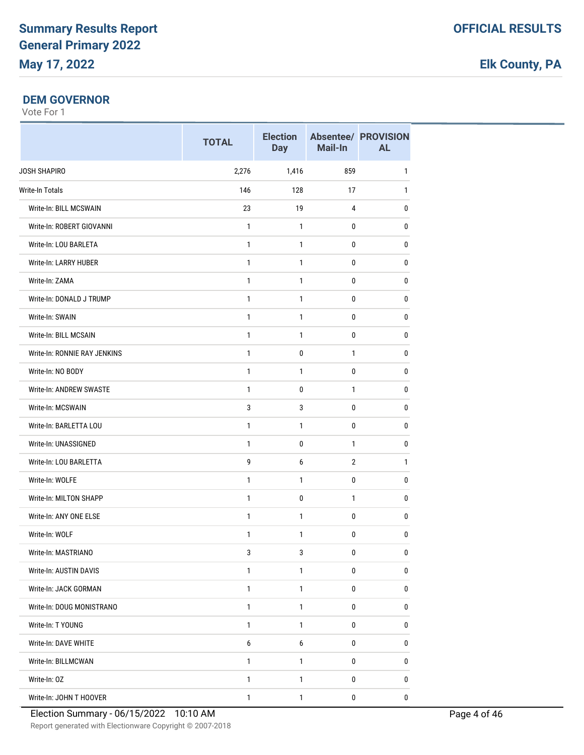## DEM GOVERNOR

Vote For 1

| | TOTAL | Election Day | Absentee/ Mail-In | PROVISIONAL |
|---|---|---|---|---|
| JOSH SHAPIRO | 2,276 | 1,416 | 859 | 1 |
| Write-In Totals | 146 | 128 | 17 | 1 |
| Write-In: BILL MCSWAIN | 23 | 19 | 4 | 0 |
| Write-In: ROBERT GIOVANNI | 1 | 1 | 0 | 0 |
| Write-In: LOU BARLETA | 1 | 1 | 0 | 0 |
| Write-In: LARRY HUBER | 1 | 1 | 0 | 0 |
| Write-In: ZAMA | 1 | 1 | 0 | 0 |
| Write-In: DONALD J TRUMP | 1 | 1 | 0 | 0 |
| Write-In: SWAIN | 1 | 1 | 0 | 0 |
| Write-In: BILL MCSAIN | 1 | 1 | 0 | 0 |
| Write-In: RONNIE RAY JENKINS | 1 | 0 | 1 | 0 |
| Write-In: NO BODY | 1 | 1 | 0 | 0 |
| Write-In: ANDREW SWASTE | 1 | 0 | 1 | 0 |
| Write-In: MCSWAIN | 3 | 3 | 0 | 0 |
| Write-In: BARLETTA LOU | 1 | 1 | 0 | 0 |
| Write-In: UNASSIGNED | 1 | 0 | 1 | 0 |
| Write-In: LOU BARLETTA | 9 | 6 | 2 | 1 |
| Write-In: WOLFE | 1 | 1 | 0 | 0 |
| Write-In: MILTON SHAPP | 1 | 0 | 1 | 0 |
| Write-In: ANY ONE ELSE | 1 | 1 | 0 | 0 |
| Write-In: WOLF | 1 | 1 | 0 | 0 |
| Write-In: MASTRIANO | 3 | 3 | 0 | 0 |
| Write-In: AUSTIN DAVIS | 1 | 1 | 0 | 0 |
| Write-In: JACK GORMAN | 1 | 1 | 0 | 0 |
| Write-In: DOUG MONISTRANO | 1 | 1 | 0 | 0 |
| Write-In: T YOUNG | 1 | 1 | 0 | 0 |
| Write-In: DAVE WHITE | 6 | 6 | 0 | 0 |
| Write-In: BILLMCWAN | 1 | 1 | 0 | 0 |
| Write-In: OZ | 1 | 1 | 0 | 0 |
| Write-In: JOHN T HOOVER | 1 | 1 | 0 | 0 |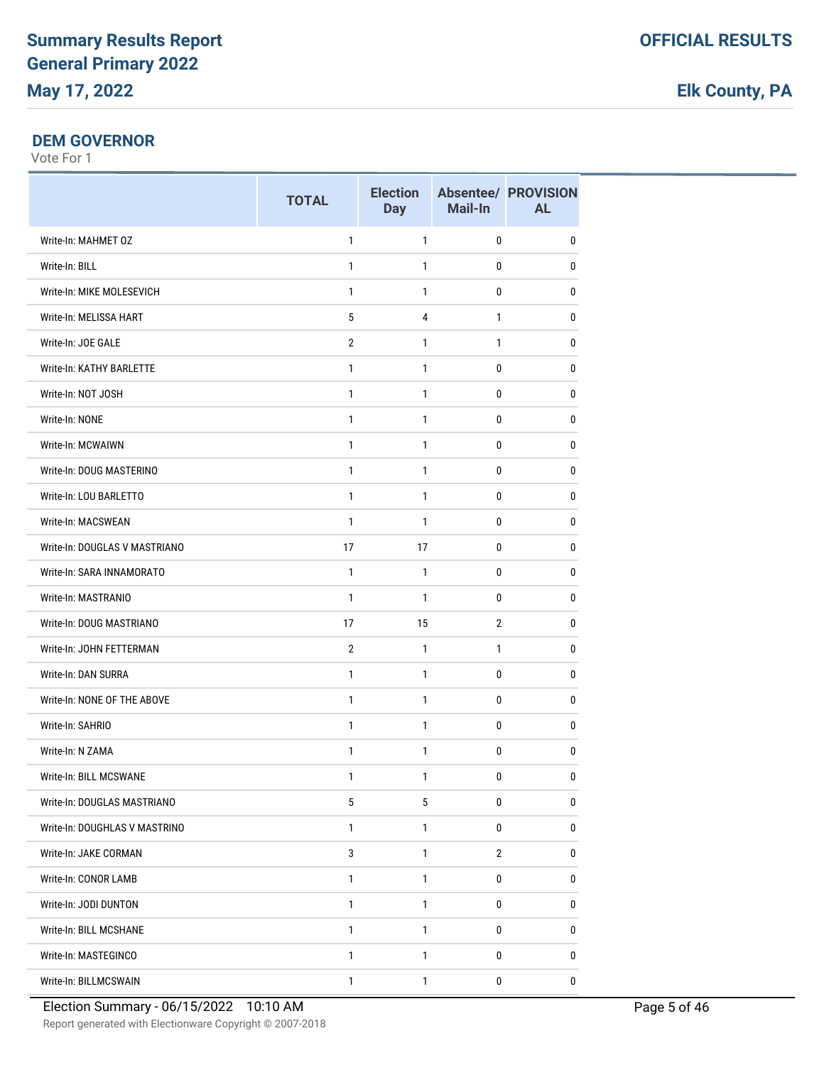**Summary Results Report**
**General Primary 2022**
**May 17, 2022**

**OFFICIAL RESULTS**

**Elk County, PA**

### DEM GOVERNOR

Vote For 1

| | TOTAL | Election Day | Absentee/ Mail-In | PROVISIONAL |
|---|---|---|---|---|
| Write-In: MAHMET OZ | 1 | 1 | 0 | 0 |
| Write-In: BILL | 1 | 1 | 0 | 0 |
| Write-In: MIKE MOLESEVICH | 1 | 1 | 0 | 0 |
| Write-In: MELISSA HART | 5 | 4 | 1 | 0 |
| Write-In: JOE GALE | 2 | 1 | 1 | 0 |
| Write-In: KATHY BARLETTE | 1 | 1 | 0 | 0 |
| Write-In: NOT JOSH | 1 | 1 | 0 | 0 |
| Write-In: NONE | 1 | 1 | 0 | 0 |
| Write-In: MCWAIWN | 1 | 1 | 0 | 0 |
| Write-In: DOUG MASTERINO | 1 | 1 | 0 | 0 |
| Write-In: LOU BARLETTO | 1 | 1 | 0 | 0 |
| Write-In: MACSWEAN | 1 | 1 | 0 | 0 |
| Write-In: DOUGLAS V MASTRIANO | 17 | 17 | 0 | 0 |
| Write-In: SARA INNAMORATO | 1 | 1 | 0 | 0 |
| Write-In: MASTRANIO | 1 | 1 | 0 | 0 |
| Write-In: DOUG MASTRIANO | 17 | 15 | 2 | 0 |
| Write-In: JOHN FETTERMAN | 2 | 1 | 1 | 0 |
| Write-In: DAN SURRA | 1 | 1 | 0 | 0 |
| Write-In: NONE OF THE ABOVE | 1 | 1 | 0 | 0 |
| Write-In: SAHRIO | 1 | 1 | 0 | 0 |
| Write-In: N ZAMA | 1 | 1 | 0 | 0 |
| Write-In: BILL MCSWANE | 1 | 1 | 0 | 0 |
| Write-In: DOUGLAS MASTRIANO | 5 | 5 | 0 | 0 |
| Write-In: DOUGHLAS V MASTRINO | 1 | 1 | 0 | 0 |
| Write-In: JAKE CORMAN | 3 | 1 | 2 | 0 |
| Write-In: CONOR LAMB | 1 | 1 | 0 | 0 |
| Write-In: JODI DUNTON | 1 | 1 | 0 | 0 |
| Write-In: BILL MCSHANE | 1 | 1 | 0 | 0 |
| Write-In: MASTEGINCO | 1 | 1 | 0 | 0 |
| Write-In: BILLMCSWAIN | 1 | 1 | 0 | 0 |

Election Summary - 06/15/2022 10:10 AM

Report generated with Electionware Copyright © 2007-2018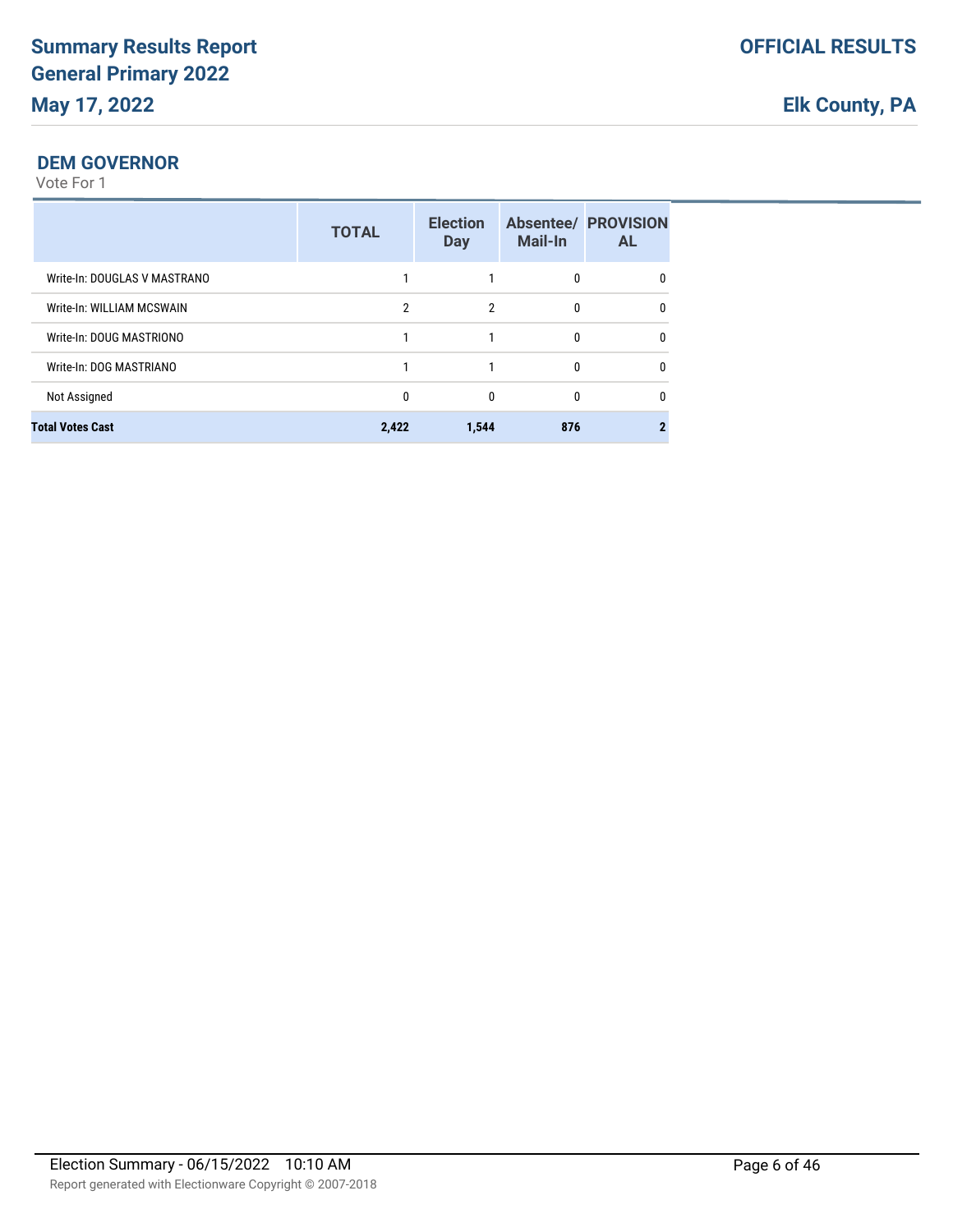### DEM GOVERNOR

Vote For 1

| | TOTAL | Election Day | Absentee/ Mail-In | PROVISIONAL |
|---|---|---|---|---|
| Write-In: DOUGLAS V MASTRANO | 1 | 1 | 0 | 0 |
| Write-In: WILLIAM MCSWAIN | 2 | 2 | 0 | 0 |
| Write-In: DOUG MASTRIONO | 1 | 1 | 0 | 0 |
| Write-In: DOG MASTRIANO | 1 | 1 | 0 | 0 |
| Not Assigned | 0 | 0 | 0 | 0 |
| **Total Votes Cast** | **2,422** | **1,544** | **876** | **2** |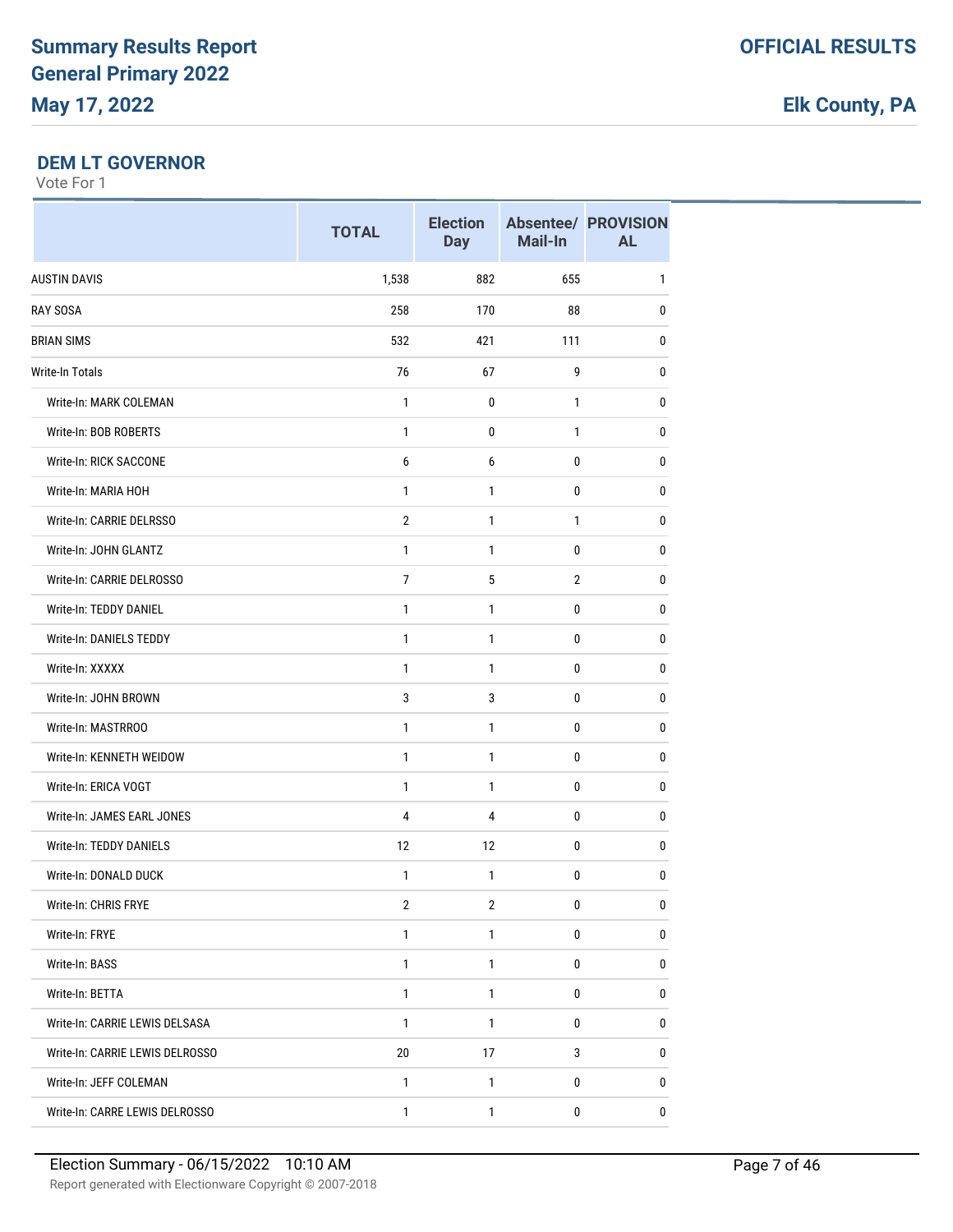## DEM LT GOVERNOR

Vote For 1

| | TOTAL | Election Day | Absentee/ Mail-In | PROVISIONAL |
|---|---|---|---|---|
| AUSTIN DAVIS | 1,538 | 882 | 655 | 1 |
| RAY SOSA | 258 | 170 | 88 | 0 |
| BRIAN SIMS | 532 | 421 | 111 | 0 |
| Write-In Totals | 76 | 67 | 9 | 0 |
| Write-In: MARK COLEMAN | 1 | 0 | 1 | 0 |
| Write-In: BOB ROBERTS | 1 | 0 | 1 | 0 |
| Write-In: RICK SACCONE | 6 | 6 | 0 | 0 |
| Write-In: MARIA HOH | 1 | 1 | 0 | 0 |
| Write-In: CARRIE DELRSSO | 2 | 1 | 1 | 0 |
| Write-In: JOHN GLANTZ | 1 | 1 | 0 | 0 |
| Write-In: CARRIE DELROSSO | 7 | 5 | 2 | 0 |
| Write-In: TEDDY DANIEL | 1 | 1 | 0 | 0 |
| Write-In: DANIELS TEDDY | 1 | 1 | 0 | 0 |
| Write-In: XXXXX | 1 | 1 | 0 | 0 |
| Write-In: JOHN BROWN | 3 | 3 | 0 | 0 |
| Write-In: MASTRROO | 1 | 1 | 0 | 0 |
| Write-In: KENNETH WEIDOW | 1 | 1 | 0 | 0 |
| Write-In: ERICA VOGT | 1 | 1 | 0 | 0 |
| Write-In: JAMES EARL JONES | 4 | 4 | 0 | 0 |
| Write-In: TEDDY DANIELS | 12 | 12 | 0 | 0 |
| Write-In: DONALD DUCK | 1 | 1 | 0 | 0 |
| Write-In: CHRIS FRYE | 2 | 2 | 0 | 0 |
| Write-In: FRYE | 1 | 1 | 0 | 0 |
| Write-In: BASS | 1 | 1 | 0 | 0 |
| Write-In: BETTA | 1 | 1 | 0 | 0 |
| Write-In: CARRIE LEWIS DELSASA | 1 | 1 | 0 | 0 |
| Write-In: CARRIE LEWIS DELROSSO | 20 | 17 | 3 | 0 |
| Write-In: JEFF COLEMAN | 1 | 1 | 0 | 0 |
| Write-In: CARRE LEWIS DELROSSO | 1 | 1 | 0 | 0 |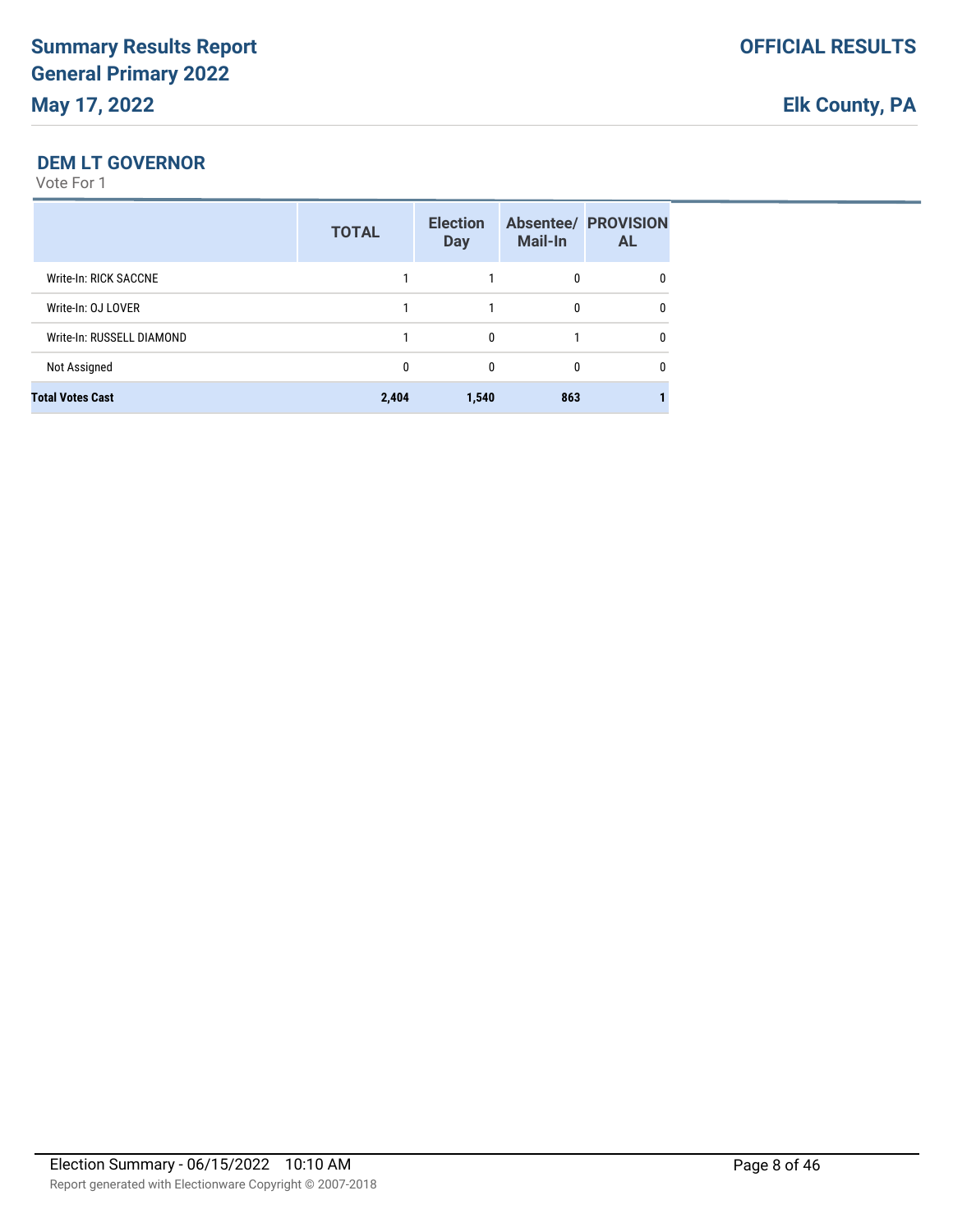## DEM LT GOVERNOR

Vote For 1

| | TOTAL | Election Day | Absentee/ Mail-In | PROVISIONAL |
|---|---|---|---|---|
| Write-In: RICK SACCNE | 1 | 1 | 0 | 0 |
| Write-In: OJ LOVER | 1 | 1 | 0 | 0 |
| Write-In: RUSSELL DIAMOND | 1 | 0 | 1 | 0 |
| Not Assigned | 0 | 0 | 0 | 0 |
| **Total Votes Cast** | **2,404** | **1,540** | **863** | **1** |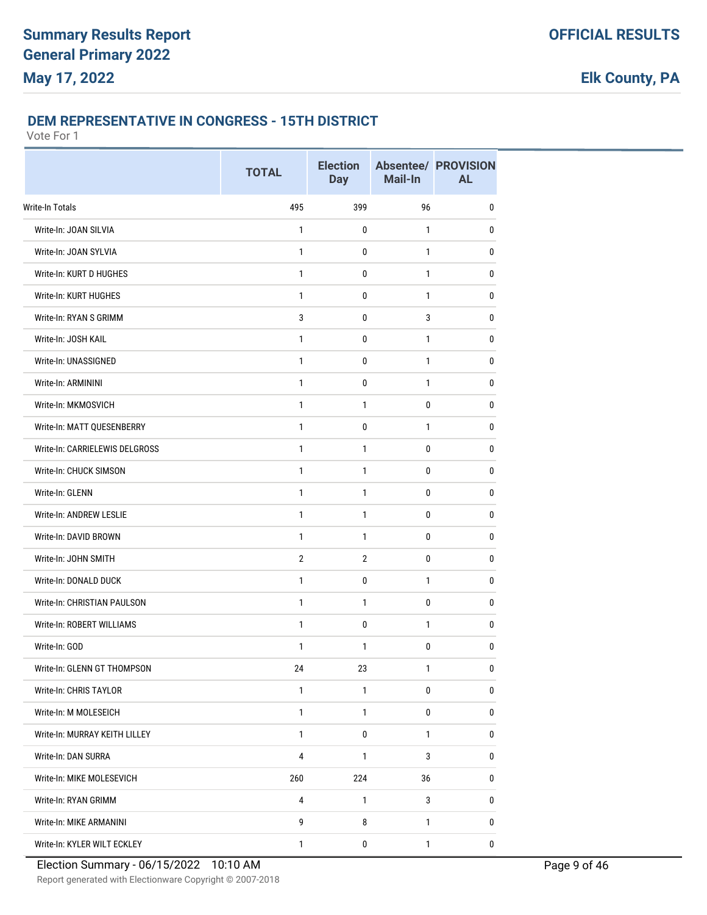# Summary Results Report
# General Primary 2022
# May 17, 2022

**OFFICIAL RESULTS**

**Elk County, PA**

### DEM REPRESENTATIVE IN CONGRESS - 15TH DISTRICT

Vote For 1

| | TOTAL | Election Day | Absentee/ Mail-In | PROVISIONAL |
|---|---|---|---|---|
| Write-In Totals | 495 | 399 | 96 | 0 |
| Write-In: JOAN SILVIA | 1 | 0 | 1 | 0 |
| Write-In: JOAN SYLVIA | 1 | 0 | 1 | 0 |
| Write-In: KURT D HUGHES | 1 | 0 | 1 | 0 |
| Write-In: KURT HUGHES | 1 | 0 | 1 | 0 |
| Write-In: RYAN S GRIMM | 3 | 0 | 3 | 0 |
| Write-In: JOSH KAIL | 1 | 0 | 1 | 0 |
| Write-In: UNASSIGNED | 1 | 0 | 1 | 0 |
| Write-In: ARMININI | 1 | 0 | 1 | 0 |
| Write-In: MKMOSVICH | 1 | 1 | 0 | 0 |
| Write-In: MATT QUESENBERRY | 1 | 0 | 1 | 0 |
| Write-In: CARRIELEWIS DELGROSS | 1 | 1 | 0 | 0 |
| Write-In: CHUCK SIMSON | 1 | 1 | 0 | 0 |
| Write-In: GLENN | 1 | 1 | 0 | 0 |
| Write-In: ANDREW LESLIE | 1 | 1 | 0 | 0 |
| Write-In: DAVID BROWN | 1 | 1 | 0 | 0 |
| Write-In: JOHN SMITH | 2 | 2 | 0 | 0 |
| Write-In: DONALD DUCK | 1 | 0 | 1 | 0 |
| Write-In: CHRISTIAN PAULSON | 1 | 1 | 0 | 0 |
| Write-In: ROBERT WILLIAMS | 1 | 0 | 1 | 0 |
| Write-In: GOD | 1 | 1 | 0 | 0 |
| Write-In: GLENN GT THOMPSON | 24 | 23 | 1 | 0 |
| Write-In: CHRIS TAYLOR | 1 | 1 | 0 | 0 |
| Write-In: M MOLESEICH | 1 | 1 | 0 | 0 |
| Write-In: MURRAY KEITH LILLEY | 1 | 0 | 1 | 0 |
| Write-In: DAN SURRA | 4 | 1 | 3 | 0 |
| Write-In: MIKE MOLESEVICH | 260 | 224 | 36 | 0 |
| Write-In: RYAN GRIMM | 4 | 1 | 3 | 0 |
| Write-In: MIKE ARMANINI | 9 | 8 | 1 | 0 |
| Write-In: KYLER WILT ECKLEY | 1 | 0 | 1 | 0 |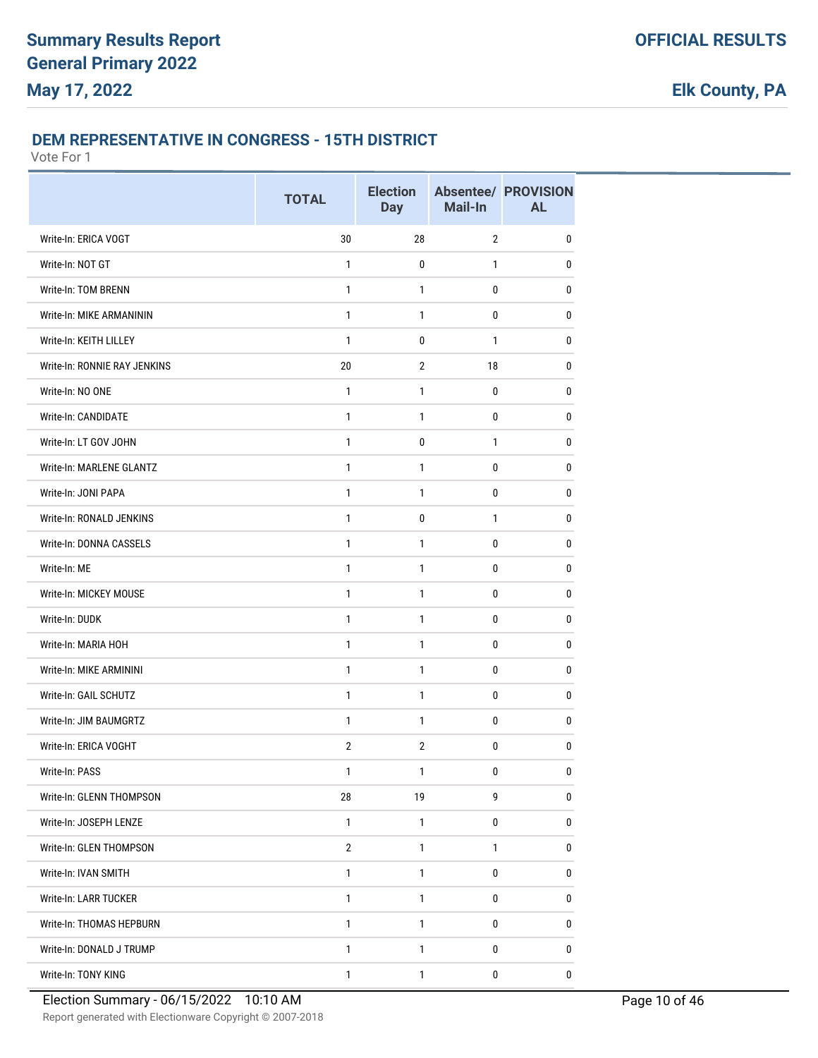### DEM REPRESENTATIVE IN CONGRESS - 15TH DISTRICT

Vote For 1

| | TOTAL | Election Day | Absentee/ Mail-In | PROVISIONAL |
|---|---|---|---|---|
| Write-In: ERICA VOGT | 30 | 28 | 2 | 0 |
| Write-In: NOT GT | 1 | 0 | 1 | 0 |
| Write-In: TOM BRENN | 1 | 1 | 0 | 0 |
| Write-In: MIKE ARMANININ | 1 | 1 | 0 | 0 |
| Write-In: KEITH LILLEY | 1 | 0 | 1 | 0 |
| Write-In: RONNIE RAY JENKINS | 20 | 2 | 18 | 0 |
| Write-In: NO ONE | 1 | 1 | 0 | 0 |
| Write-In: CANDIDATE | 1 | 1 | 0 | 0 |
| Write-In: LT GOV JOHN | 1 | 0 | 1 | 0 |
| Write-In: MARLENE GLANTZ | 1 | 1 | 0 | 0 |
| Write-In: JONI PAPA | 1 | 1 | 0 | 0 |
| Write-In: RONALD JENKINS | 1 | 0 | 1 | 0 |
| Write-In: DONNA CASSELS | 1 | 1 | 0 | 0 |
| Write-In: ME | 1 | 1 | 0 | 0 |
| Write-In: MICKEY MOUSE | 1 | 1 | 0 | 0 |
| Write-In: DUDK | 1 | 1 | 0 | 0 |
| Write-In: MARIA HOH | 1 | 1 | 0 | 0 |
| Write-In: MIKE ARMININI | 1 | 1 | 0 | 0 |
| Write-In: GAIL SCHUTZ | 1 | 1 | 0 | 0 |
| Write-In: JIM BAUMGRTZ | 1 | 1 | 0 | 0 |
| Write-In: ERICA VOGHT | 2 | 2 | 0 | 0 |
| Write-In: PASS | 1 | 1 | 0 | 0 |
| Write-In: GLENN THOMPSON | 28 | 19 | 9 | 0 |
| Write-In: JOSEPH LENZE | 1 | 1 | 0 | 0 |
| Write-In: GLEN THOMPSON | 2 | 1 | 1 | 0 |
| Write-In: IVAN SMITH | 1 | 1 | 0 | 0 |
| Write-In: LARR TUCKER | 1 | 1 | 0 | 0 |
| Write-In: THOMAS HEPBURN | 1 | 1 | 0 | 0 |
| Write-In: DONALD J TRUMP | 1 | 1 | 0 | 0 |
| Write-In: TONY KING | 1 | 1 | 0 | 0 |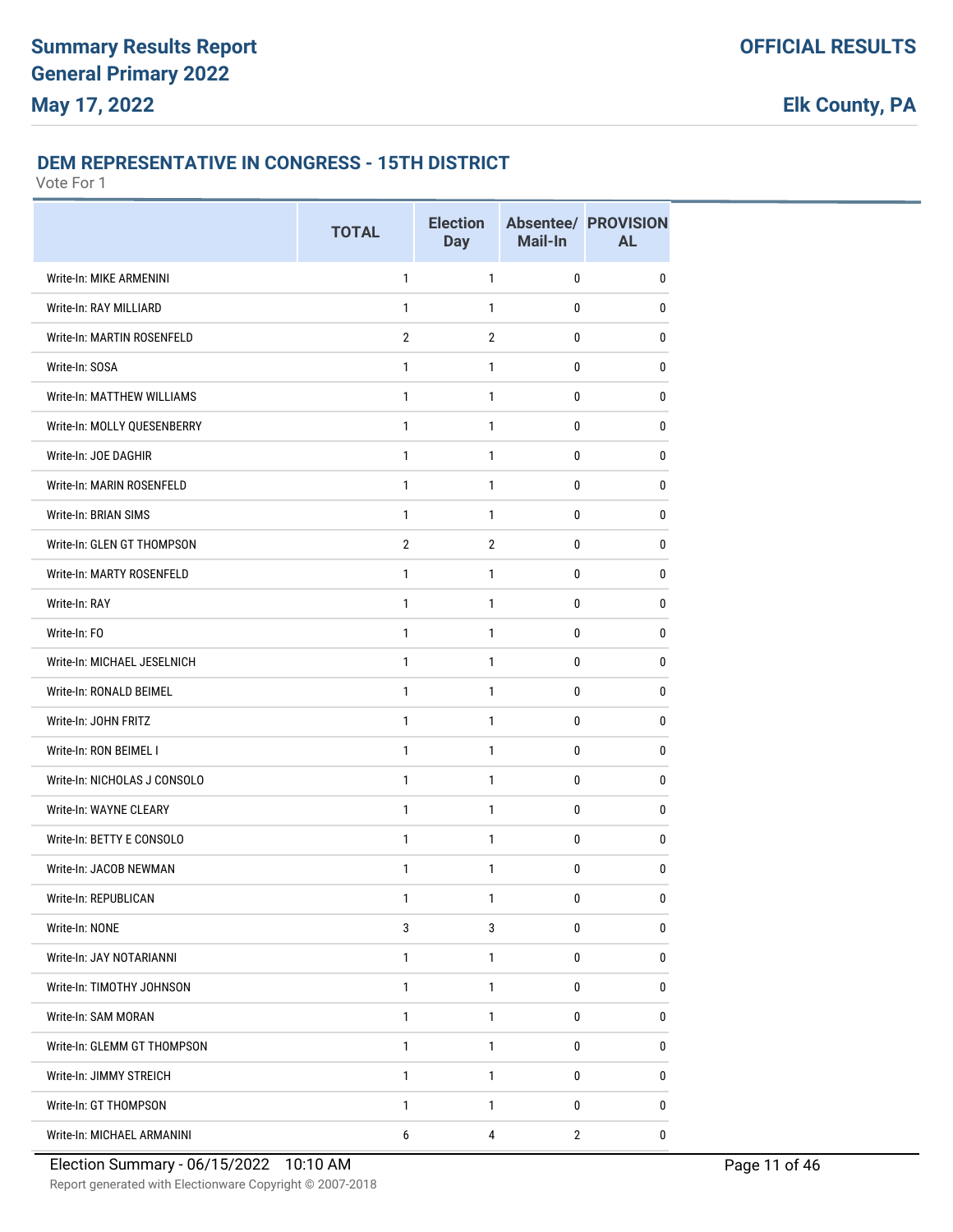## DEM REPRESENTATIVE IN CONGRESS - 15TH DISTRICT

Vote For 1

| | TOTAL | Election Day | Absentee/ Mail-In | PROVISIONAL |
|---|---|---|---|---|
| Write-In: MIKE ARMENINI | 1 | 1 | 0 | 0 |
| Write-In: RAY MILLIARD | 1 | 1 | 0 | 0 |
| Write-In: MARTIN ROSENFELD | 2 | 2 | 0 | 0 |
| Write-In: SOSA | 1 | 1 | 0 | 0 |
| Write-In: MATTHEW WILLIAMS | 1 | 1 | 0 | 0 |
| Write-In: MOLLY QUESENBERRY | 1 | 1 | 0 | 0 |
| Write-In: JOE DAGHIR | 1 | 1 | 0 | 0 |
| Write-In: MARIN ROSENFELD | 1 | 1 | 0 | 0 |
| Write-In: BRIAN SIMS | 1 | 1 | 0 | 0 |
| Write-In: GLEN GT THOMPSON | 2 | 2 | 0 | 0 |
| Write-In: MARTY ROSENFELD | 1 | 1 | 0 | 0 |
| Write-In: RAY | 1 | 1 | 0 | 0 |
| Write-In: FO | 1 | 1 | 0 | 0 |
| Write-In: MICHAEL JESELNICH | 1 | 1 | 0 | 0 |
| Write-In: RONALD BEIMEL | 1 | 1 | 0 | 0 |
| Write-In: JOHN FRITZ | 1 | 1 | 0 | 0 |
| Write-In: RON BEIMEL I | 1 | 1 | 0 | 0 |
| Write-In: NICHOLAS J CONSOLO | 1 | 1 | 0 | 0 |
| Write-In: WAYNE CLEARY | 1 | 1 | 0 | 0 |
| Write-In: BETTY E CONSOLO | 1 | 1 | 0 | 0 |
| Write-In: JACOB NEWMAN | 1 | 1 | 0 | 0 |
| Write-In: REPUBLICAN | 1 | 1 | 0 | 0 |
| Write-In: NONE | 3 | 3 | 0 | 0 |
| Write-In: JAY NOTARIANNI | 1 | 1 | 0 | 0 |
| Write-In: TIMOTHY JOHNSON | 1 | 1 | 0 | 0 |
| Write-In: SAM MORAN | 1 | 1 | 0 | 0 |
| Write-In: GLEMM GT THOMPSON | 1 | 1 | 0 | 0 |
| Write-In: JIMMY STREICH | 1 | 1 | 0 | 0 |
| Write-In: GT THOMPSON | 1 | 1 | 0 | 0 |
| Write-In: MICHAEL ARMANINI | 6 | 4 | 2 | 0 |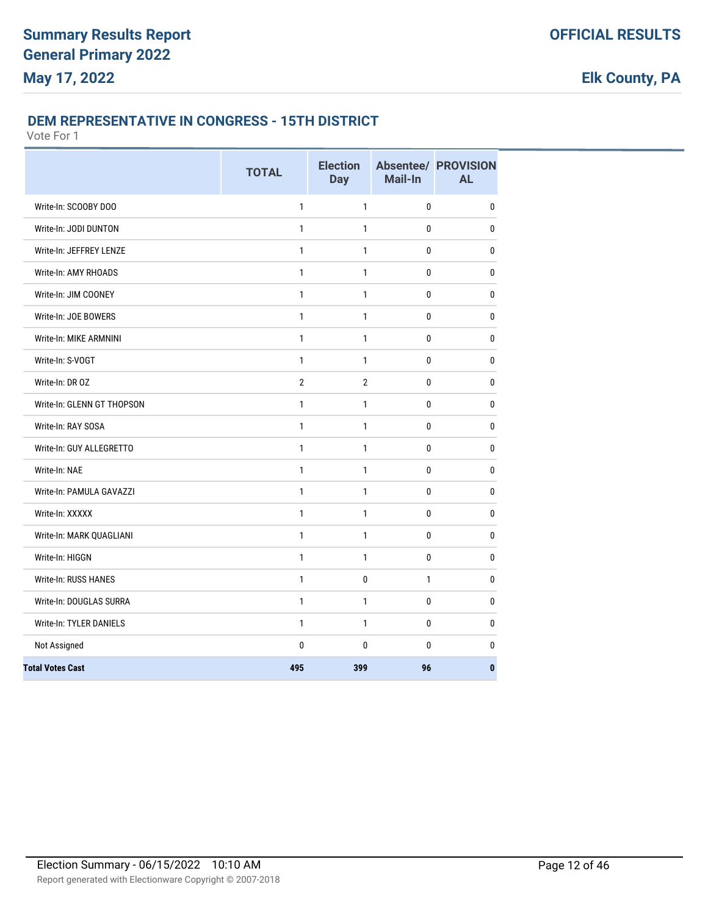## DEM REPRESENTATIVE IN CONGRESS - 15TH DISTRICT

Vote For 1

| | TOTAL | Election Day | Absentee/ Mail-In | PROVISIONAL |
|---|---|---|---|---|
| Write-In: SCOOBY DOO | 1 | 1 | 0 | 0 |
| Write-In: JODI DUNTON | 1 | 1 | 0 | 0 |
| Write-In: JEFFREY LENZE | 1 | 1 | 0 | 0 |
| Write-In: AMY RHOADS | 1 | 1 | 0 | 0 |
| Write-In: JIM COONEY | 1 | 1 | 0 | 0 |
| Write-In: JOE BOWERS | 1 | 1 | 0 | 0 |
| Write-In: MIKE ARMNINI | 1 | 1 | 0 | 0 |
| Write-In: S-VOGT | 1 | 1 | 0 | 0 |
| Write-In: DR OZ | 2 | 2 | 0 | 0 |
| Write-In: GLENN GT THOPSON | 1 | 1 | 0 | 0 |
| Write-In: RAY SOSA | 1 | 1 | 0 | 0 |
| Write-In: GUY ALLEGRETTO | 1 | 1 | 0 | 0 |
| Write-In: NAE | 1 | 1 | 0 | 0 |
| Write-In: PAMULA GAVAZZI | 1 | 1 | 0 | 0 |
| Write-In: XXXXX | 1 | 1 | 0 | 0 |
| Write-In: MARK QUAGLIANI | 1 | 1 | 0 | 0 |
| Write-In: HIGGN | 1 | 1 | 0 | 0 |
| Write-In: RUSS HANES | 1 | 0 | 1 | 0 |
| Write-In: DOUGLAS SURRA | 1 | 1 | 0 | 0 |
| Write-In: TYLER DANIELS | 1 | 1 | 0 | 0 |
| Not Assigned | 0 | 0 | 0 | 0 |
| **Total Votes Cast** | **495** | **399** | **96** | **0** |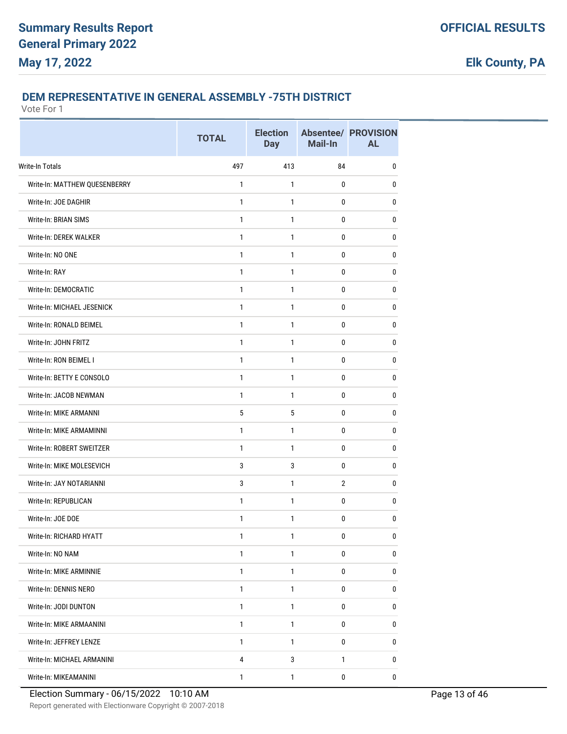### DEM REPRESENTATIVE IN GENERAL ASSEMBLY -75TH DISTRICT

Vote For 1

| | TOTAL | Election Day | Absentee/ Mail-In | PROVISIONAL |
|---|---|---|---|---|
| Write-In Totals | 497 | 413 | 84 | 0 |
| Write-In: MATTHEW QUESENBERRY | 1 | 1 | 0 | 0 |
| Write-In: JOE DAGHIR | 1 | 1 | 0 | 0 |
| Write-In: BRIAN SIMS | 1 | 1 | 0 | 0 |
| Write-In: DEREK WALKER | 1 | 1 | 0 | 0 |
| Write-In: NO ONE | 1 | 1 | 0 | 0 |
| Write-In: RAY | 1 | 1 | 0 | 0 |
| Write-In: DEMOCRATIC | 1 | 1 | 0 | 0 |
| Write-In: MICHAEL JESENICK | 1 | 1 | 0 | 0 |
| Write-In: RONALD BEIMEL | 1 | 1 | 0 | 0 |
| Write-In: JOHN FRITZ | 1 | 1 | 0 | 0 |
| Write-In: RON BEIMEL I | 1 | 1 | 0 | 0 |
| Write-In: BETTY E CONSOLO | 1 | 1 | 0 | 0 |
| Write-In: JACOB NEWMAN | 1 | 1 | 0 | 0 |
| Write-In: MIKE ARMANNI | 5 | 5 | 0 | 0 |
| Write-In: MIKE ARMAMINNI | 1 | 1 | 0 | 0 |
| Write-In: ROBERT SWEITZER | 1 | 1 | 0 | 0 |
| Write-In: MIKE MOLESEVICH | 3 | 3 | 0 | 0 |
| Write-In: JAY NOTARIANNI | 3 | 1 | 2 | 0 |
| Write-In: REPUBLICAN | 1 | 1 | 0 | 0 |
| Write-In: JOE DOE | 1 | 1 | 0 | 0 |
| Write-In: RICHARD HYATT | 1 | 1 | 0 | 0 |
| Write-In: NO NAM | 1 | 1 | 0 | 0 |
| Write-In: MIKE ARMINNIE | 1 | 1 | 0 | 0 |
| Write-In: DENNIS NERO | 1 | 1 | 0 | 0 |
| Write-In: JODI DUNTON | 1 | 1 | 0 | 0 |
| Write-In: MIKE ARMAANINI | 1 | 1 | 0 | 0 |
| Write-In: JEFFREY LENZE | 1 | 1 | 0 | 0 |
| Write-In: MICHAEL ARMANINI | 4 | 3 | 1 | 0 |
| Write-In: MIKEAMANINI | 1 | 1 | 0 | 0 |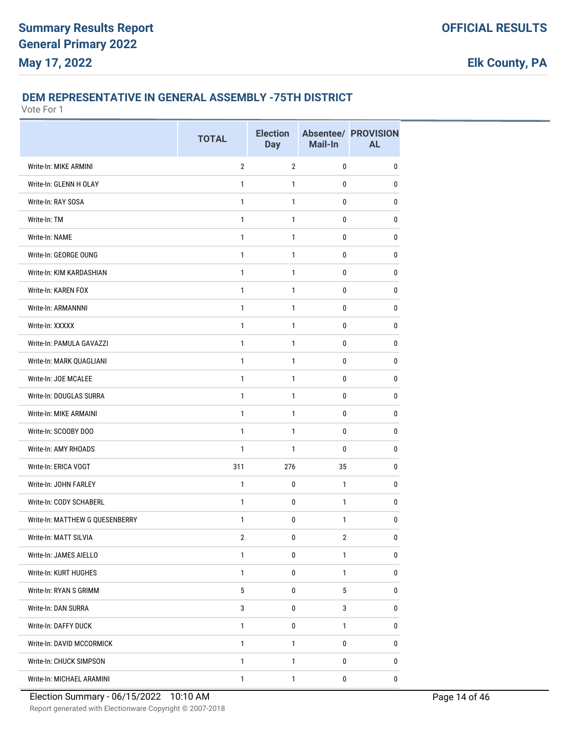## DEM REPRESENTATIVE IN GENERAL ASSEMBLY -75TH DISTRICT

Vote For 1

| | TOTAL | Election Day | Absentee/ Mail-In | PROVISIONAL |
|---|---|---|---|---|
| Write-In: MIKE ARMINI | 2 | 2 | 0 | 0 |
| Write-In: GLENN H OLAY | 1 | 1 | 0 | 0 |
| Write-In: RAY SOSA | 1 | 1 | 0 | 0 |
| Write-In: TM | 1 | 1 | 0 | 0 |
| Write-In: NAME | 1 | 1 | 0 | 0 |
| Write-In: GEORGE OUNG | 1 | 1 | 0 | 0 |
| Write-In: KIM KARDASHIAN | 1 | 1 | 0 | 0 |
| Write-In: KAREN FOX | 1 | 1 | 0 | 0 |
| Write-In: ARMANNNI | 1 | 1 | 0 | 0 |
| Write-In: XXXXX | 1 | 1 | 0 | 0 |
| Write-In: PAMULA GAVAZZI | 1 | 1 | 0 | 0 |
| Write-In: MARK QUAGLIANI | 1 | 1 | 0 | 0 |
| Write-In: JOE MCALEE | 1 | 1 | 0 | 0 |
| Write-In: DOUGLAS SURRA | 1 | 1 | 0 | 0 |
| Write-In: MIKE ARMAINI | 1 | 1 | 0 | 0 |
| Write-In: SCOOBY DOO | 1 | 1 | 0 | 0 |
| Write-In: AMY RHOADS | 1 | 1 | 0 | 0 |
| Write-In: ERICA VOGT | 311 | 276 | 35 | 0 |
| Write-In: JOHN FARLEY | 1 | 0 | 1 | 0 |
| Write-In: CODY SCHABERL | 1 | 0 | 1 | 0 |
| Write-In: MATTHEW G QUESENBERRY | 1 | 0 | 1 | 0 |
| Write-In: MATT SILVIA | 2 | 0 | 2 | 0 |
| Write-In: JAMES AIELLO | 1 | 0 | 1 | 0 |
| Write-In: KURT HUGHES | 1 | 0 | 1 | 0 |
| Write-In: RYAN S GRIMM | 5 | 0 | 5 | 0 |
| Write-In: DAN SURRA | 3 | 0 | 3 | 0 |
| Write-In: DAFFY DUCK | 1 | 0 | 1 | 0 |
| Write-In: DAVID MCCORMICK | 1 | 1 | 0 | 0 |
| Write-In: CHUCK SIMPSON | 1 | 1 | 0 | 0 |
| Write-In: MICHAEL ARAMINI | 1 | 1 | 0 | 0 |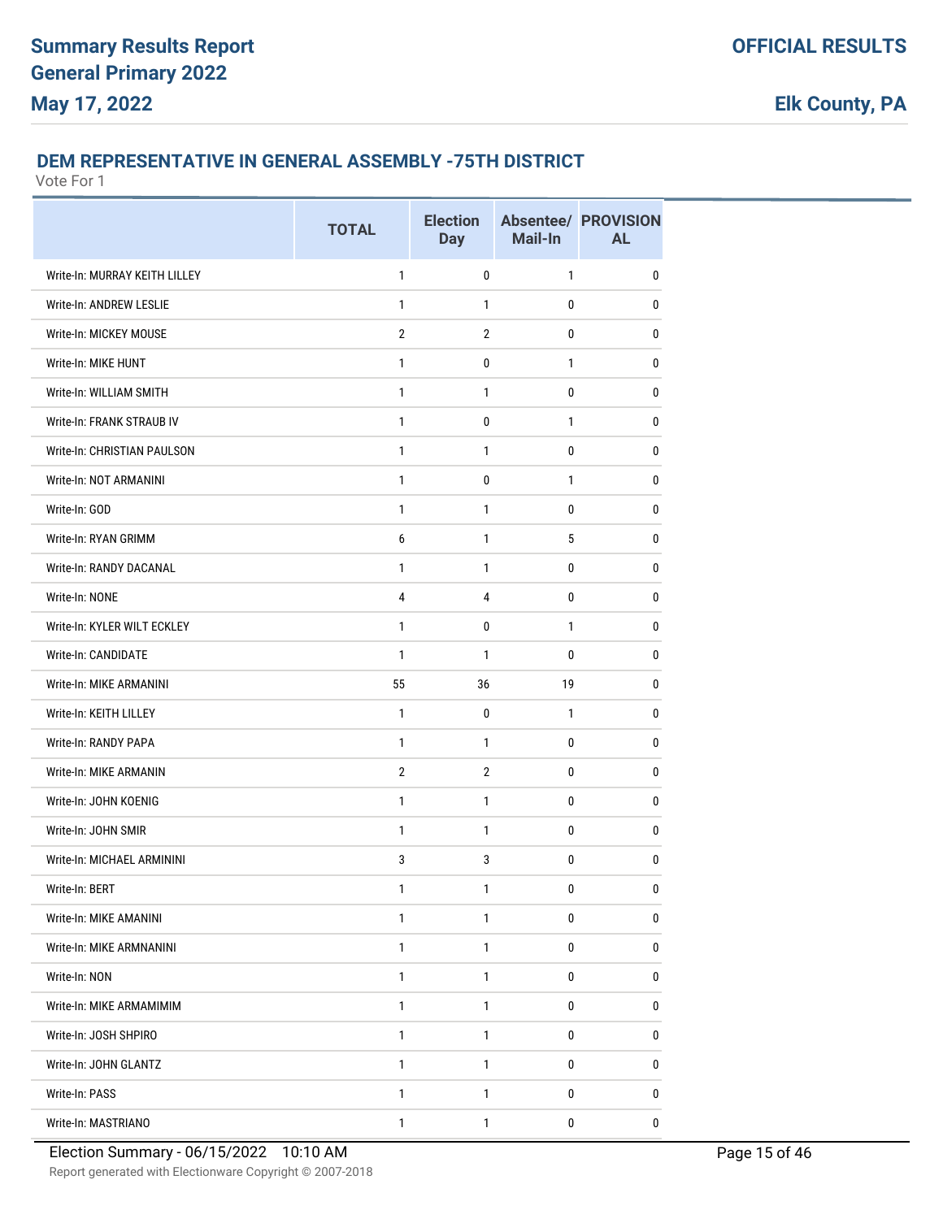**Summary Results Report**
**General Primary 2022**
**May 17, 2022**

**OFFICIAL RESULTS**

**Elk County, PA**

### DEM REPRESENTATIVE IN GENERAL ASSEMBLY -75TH DISTRICT

Vote For 1

| | TOTAL | Election Day | Absentee/ Mail-In | PROVISIONAL |
|---|---|---|---|---|
| Write-In: MURRAY KEITH LILLEY | 1 | 0 | 1 | 0 |
| Write-In: ANDREW LESLIE | 1 | 1 | 0 | 0 |
| Write-In: MICKEY MOUSE | 2 | 2 | 0 | 0 |
| Write-In: MIKE HUNT | 1 | 0 | 1 | 0 |
| Write-In: WILLIAM SMITH | 1 | 1 | 0 | 0 |
| Write-In: FRANK STRAUB IV | 1 | 0 | 1 | 0 |
| Write-In: CHRISTIAN PAULSON | 1 | 1 | 0 | 0 |
| Write-In: NOT ARMANINI | 1 | 0 | 1 | 0 |
| Write-In: GOD | 1 | 1 | 0 | 0 |
| Write-In: RYAN GRIMM | 6 | 1 | 5 | 0 |
| Write-In: RANDY DACANAL | 1 | 1 | 0 | 0 |
| Write-In: NONE | 4 | 4 | 0 | 0 |
| Write-In: KYLER WILT ECKLEY | 1 | 0 | 1 | 0 |
| Write-In: CANDIDATE | 1 | 1 | 0 | 0 |
| Write-In: MIKE ARMANINI | 55 | 36 | 19 | 0 |
| Write-In: KEITH LILLEY | 1 | 0 | 1 | 0 |
| Write-In: RANDY PAPA | 1 | 1 | 0 | 0 |
| Write-In: MIKE ARMANIN | 2 | 2 | 0 | 0 |
| Write-In: JOHN KOENIG | 1 | 1 | 0 | 0 |
| Write-In: JOHN SMIR | 1 | 1 | 0 | 0 |
| Write-In: MICHAEL ARMININI | 3 | 3 | 0 | 0 |
| Write-In: BERT | 1 | 1 | 0 | 0 |
| Write-In: MIKE AMANINI | 1 | 1 | 0 | 0 |
| Write-In: MIKE ARMNANINI | 1 | 1 | 0 | 0 |
| Write-In: NON | 1 | 1 | 0 | 0 |
| Write-In: MIKE ARMAMIMIM | 1 | 1 | 0 | 0 |
| Write-In: JOSH SHPIRO | 1 | 1 | 0 | 0 |
| Write-In: JOHN GLANTZ | 1 | 1 | 0 | 0 |
| Write-In: PASS | 1 | 1 | 0 | 0 |
| Write-In: MASTRIANO | 1 | 1 | 0 | 0 |

Election Summary - 06/15/2022 10:10 AM

Report generated with Electionware Copyright © 2007-2018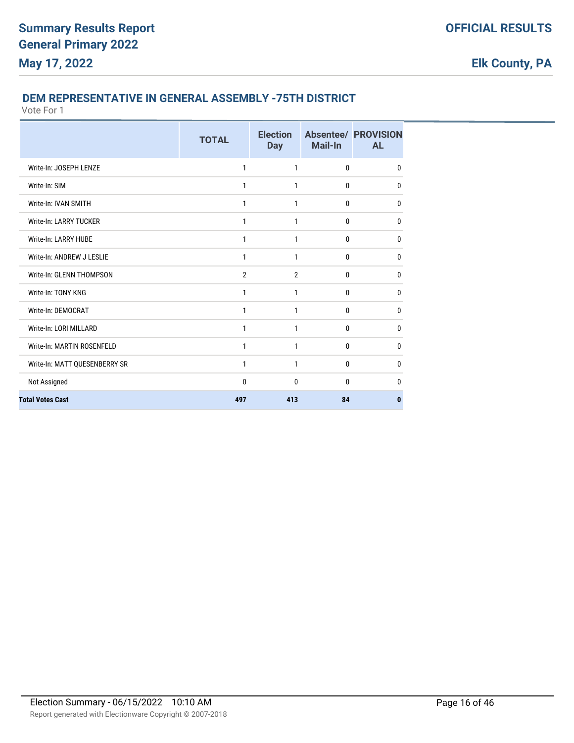## DEM REPRESENTATIVE IN GENERAL ASSEMBLY -75TH DISTRICT

Vote For 1

| | TOTAL | Election Day | Absentee/ Mail-In | PROVISIONAL |
|---|---|---|---|---|
| Write-In: JOSEPH LENZE | 1 | 1 | 0 | 0 |
| Write-In: SIM | 1 | 1 | 0 | 0 |
| Write-In: IVAN SMITH | 1 | 1 | 0 | 0 |
| Write-In: LARRY TUCKER | 1 | 1 | 0 | 0 |
| Write-In: LARRY HUBE | 1 | 1 | 0 | 0 |
| Write-In: ANDREW J LESLIE | 1 | 1 | 0 | 0 |
| Write-In: GLENN THOMPSON | 2 | 2 | 0 | 0 |
| Write-In: TONY KNG | 1 | 1 | 0 | 0 |
| Write-In: DEMOCRAT | 1 | 1 | 0 | 0 |
| Write-In: LORI MILLARD | 1 | 1 | 0 | 0 |
| Write-In: MARTIN ROSENFELD | 1 | 1 | 0 | 0 |
| Write-In: MATT QUESENBERRY SR | 1 | 1 | 0 | 0 |
| Not Assigned | 0 | 0 | 0 | 0 |
| **Total Votes Cast** | **497** | **413** | **84** | **0** |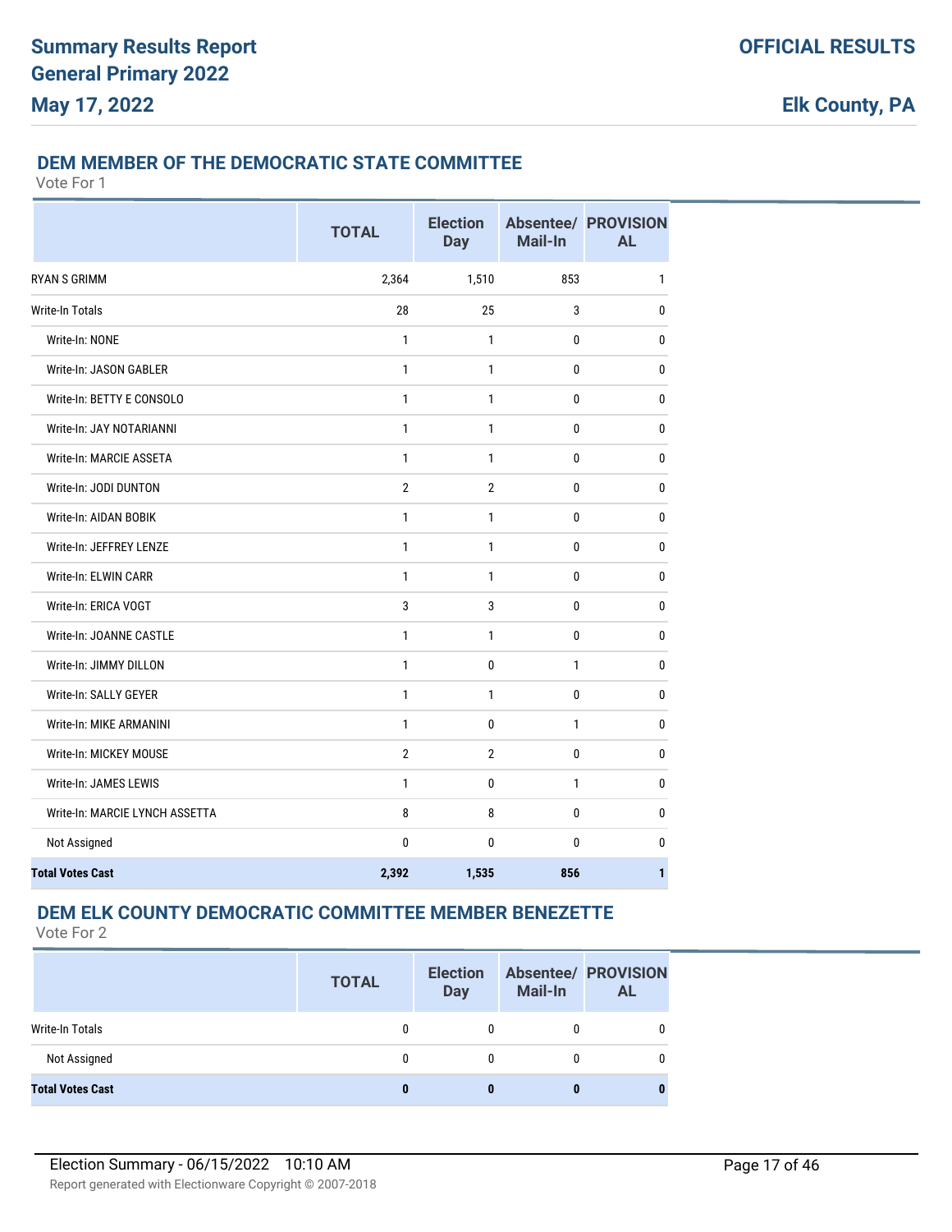## DEM MEMBER OF THE DEMOCRATIC STATE COMMITTEE

Vote For 1

| | TOTAL | Election Day | Absentee/ Mail-In | PROVISIONAL |
|---|---|---|---|---|
| RYAN S GRIMM | 2,364 | 1,510 | 853 | 1 |
| Write-In Totals | 28 | 25 | 3 | 0 |
| Write-In: NONE | 1 | 1 | 0 | 0 |
| Write-In: JASON GABLER | 1 | 1 | 0 | 0 |
| Write-In: BETTY E CONSOLO | 1 | 1 | 0 | 0 |
| Write-In: JAY NOTARIANNI | 1 | 1 | 0 | 0 |
| Write-In: MARCIE ASSETA | 1 | 1 | 0 | 0 |
| Write-In: JODI DUNTON | 2 | 2 | 0 | 0 |
| Write-In: AIDAN BOBIK | 1 | 1 | 0 | 0 |
| Write-In: JEFFREY LENZE | 1 | 1 | 0 | 0 |
| Write-In: ELWIN CARR | 1 | 1 | 0 | 0 |
| Write-In: ERICA VOGT | 3 | 3 | 0 | 0 |
| Write-In: JOANNE CASTLE | 1 | 1 | 0 | 0 |
| Write-In: JIMMY DILLON | 1 | 0 | 1 | 0 |
| Write-In: SALLY GEYER | 1 | 1 | 0 | 0 |
| Write-In: MIKE ARMANINI | 1 | 0 | 1 | 0 |
| Write-In: MICKEY MOUSE | 2 | 2 | 0 | 0 |
| Write-In: JAMES LEWIS | 1 | 0 | 1 | 0 |
| Write-In: MARCIE LYNCH ASSETTA | 8 | 8 | 0 | 0 |
| Not Assigned | 0 | 0 | 0 | 0 |
| **Total Votes Cast** | **2,392** | **1,535** | **856** | **1** |

## DEM ELK COUNTY DEMOCRATIC COMMITTEE MEMBER BENEZETTE

Vote For 2

| | TOTAL | Election Day | Absentee/ Mail-In | PROVISIONAL |
|---|---|---|---|---|
| Write-In Totals | 0 | 0 | 0 | 0 |
| Not Assigned | 0 | 0 | 0 | 0 |
| **Total Votes Cast** | **0** | **0** | **0** | **0** |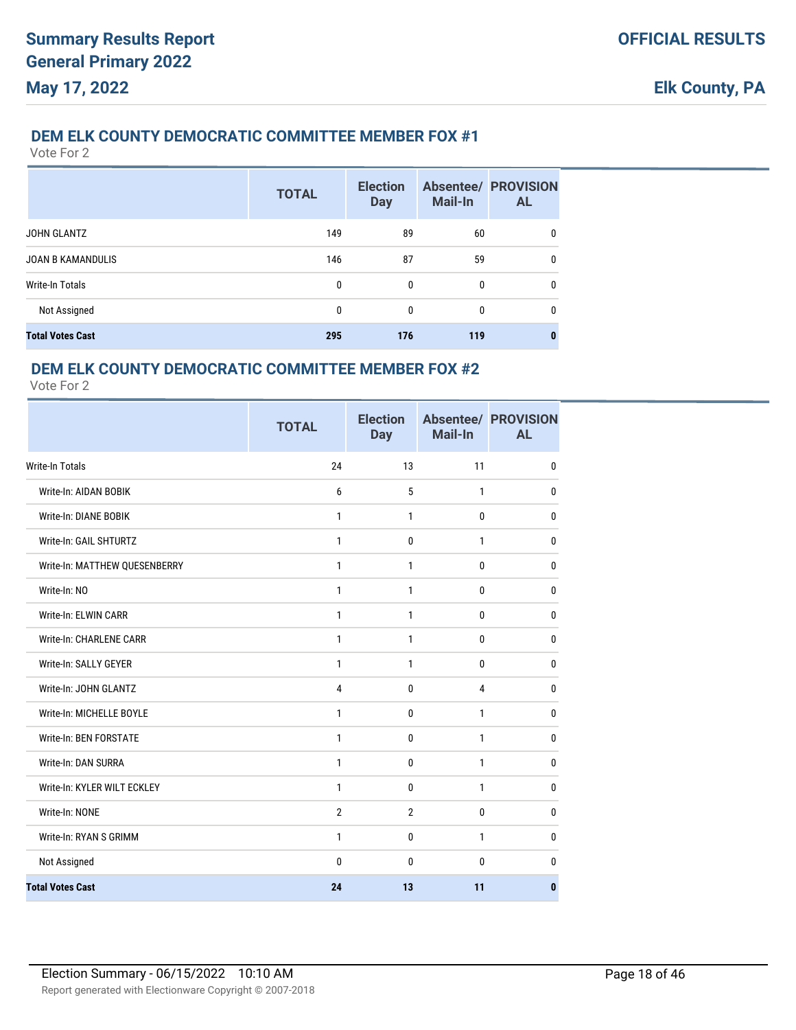## DEM ELK COUNTY DEMOCRATIC COMMITTEE MEMBER FOX #1

Vote For 2

| | TOTAL | Election Day | Absentee/ Mail-In | PROVISIONAL |
|---|---|---|---|---|
| JOHN GLANTZ | 149 | 89 | 60 | 0 |
| JOAN B KAMANDULIS | 146 | 87 | 59 | 0 |
| Write-In Totals | 0 | 0 | 0 | 0 |
| Not Assigned | 0 | 0 | 0 | 0 |
| **Total Votes Cast** | **295** | **176** | **119** | **0** |

## DEM ELK COUNTY DEMOCRATIC COMMITTEE MEMBER FOX #2

Vote For 2

| | TOTAL | Election Day | Absentee/ Mail-In | PROVISIONAL |
|---|---|---|---|---|
| Write-In Totals | 24 | 13 | 11 | 0 |
| Write-In: AIDAN BOBIK | 6 | 5 | 1 | 0 |
| Write-In: DIANE BOBIK | 1 | 1 | 0 | 0 |
| Write-In: GAIL SHTURTZ | 1 | 0 | 1 | 0 |
| Write-In: MATTHEW QUESENBERRY | 1 | 1 | 0 | 0 |
| Write-In: NO | 1 | 1 | 0 | 0 |
| Write-In: ELWIN CARR | 1 | 1 | 0 | 0 |
| Write-In: CHARLENE CARR | 1 | 1 | 0 | 0 |
| Write-In: SALLY GEYER | 1 | 1 | 0 | 0 |
| Write-In: JOHN GLANTZ | 4 | 0 | 4 | 0 |
| Write-In: MICHELLE BOYLE | 1 | 0 | 1 | 0 |
| Write-In: BEN FORSTATE | 1 | 0 | 1 | 0 |
| Write-In: DAN SURRA | 1 | 0 | 1 | 0 |
| Write-In: KYLER WILT ECKLEY | 1 | 0 | 1 | 0 |
| Write-In: NONE | 2 | 2 | 0 | 0 |
| Write-In: RYAN S GRIMM | 1 | 0 | 1 | 0 |
| Not Assigned | 0 | 0 | 0 | 0 |
| **Total Votes Cast** | **24** | **13** | **11** | **0** |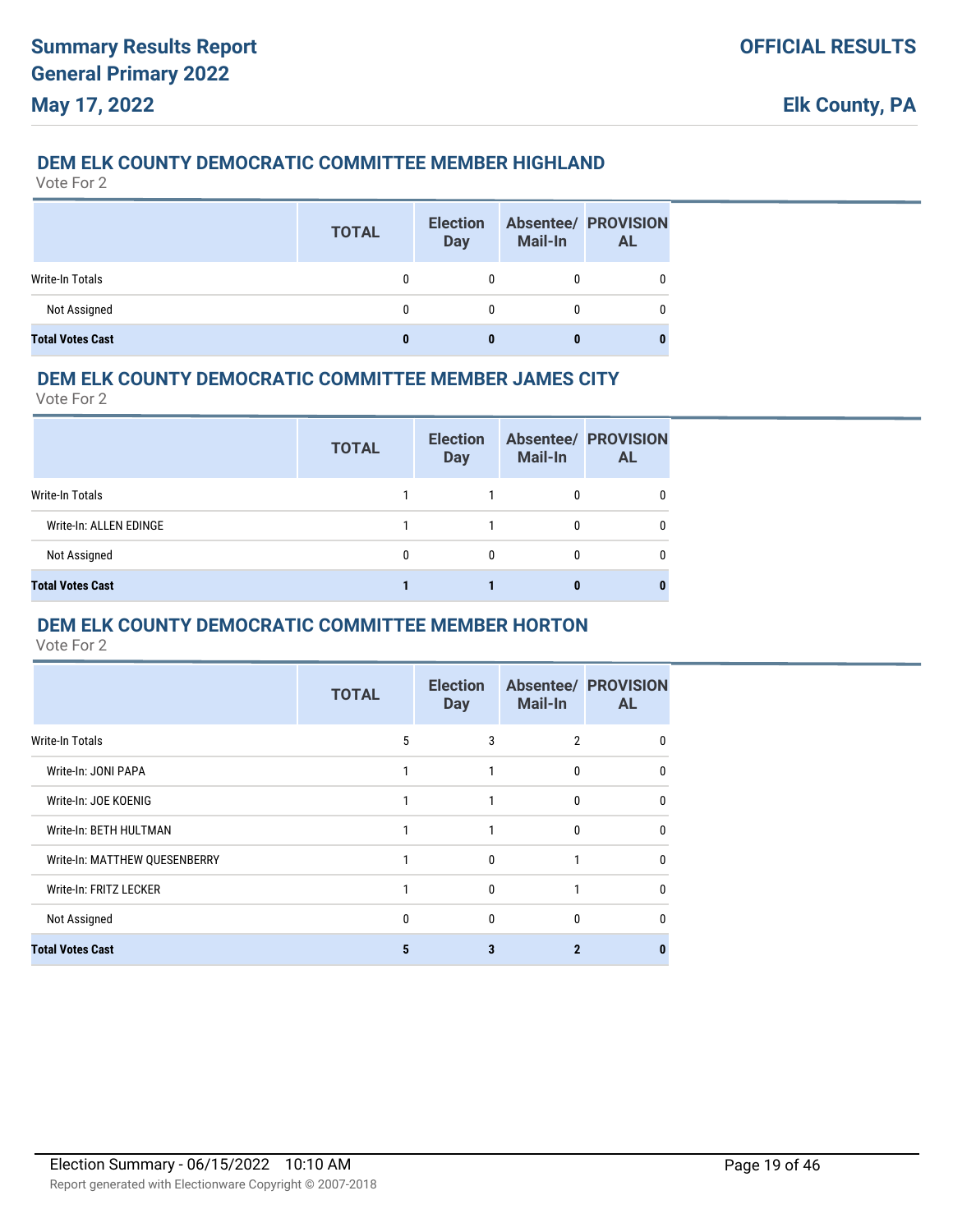### DEM ELK COUNTY DEMOCRATIC COMMITTEE MEMBER HIGHLAND

Vote For 2

| | TOTAL | Election Day | Absentee/ Mail-In | PROVISIONAL |
|---|---|---|---|---|
| Write-In Totals | 0 | 0 | 0 | 0 |
| Not Assigned | 0 | 0 | 0 | 0 |
| **Total Votes Cast** | **0** | **0** | **0** | **0** |

### DEM ELK COUNTY DEMOCRATIC COMMITTEE MEMBER JAMES CITY

Vote For 2

| | TOTAL | Election Day | Absentee/ Mail-In | PROVISIONAL |
|---|---|---|---|---|
| Write-In Totals | 1 | 1 | 0 | 0 |
| Write-In: ALLEN EDINGE | 1 | 1 | 0 | 0 |
| Not Assigned | 0 | 0 | 0 | 0 |
| **Total Votes Cast** | **1** | **1** | **0** | **0** |

### DEM ELK COUNTY DEMOCRATIC COMMITTEE MEMBER HORTON

Vote For 2

| | TOTAL | Election Day | Absentee/ Mail-In | PROVISIONAL |
|---|---|---|---|---|
| Write-In Totals | 5 | 3 | 2 | 0 |
| Write-In: JONI PAPA | 1 | 1 | 0 | 0 |
| Write-In: JOE KOENIG | 1 | 1 | 0 | 0 |
| Write-In: BETH HULTMAN | 1 | 1 | 0 | 0 |
| Write-In: MATTHEW QUESENBERRY | 1 | 0 | 1 | 0 |
| Write-In: FRITZ LECKER | 1 | 0 | 1 | 0 |
| Not Assigned | 0 | 0 | 0 | 0 |
| **Total Votes Cast** | **5** | **3** | **2** | **0** |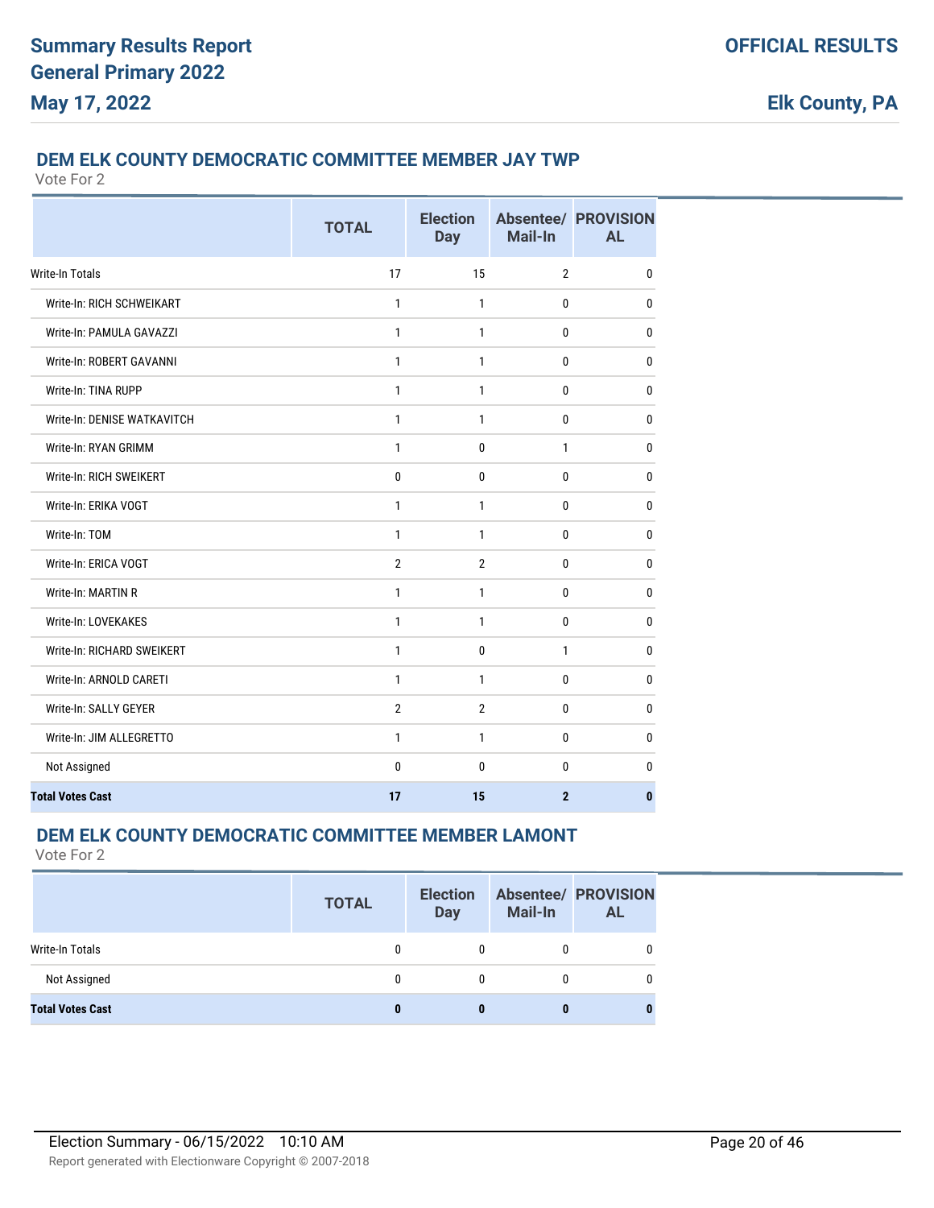## DEM ELK COUNTY DEMOCRATIC COMMITTEE MEMBER JAY TWP

Vote For 2

| | TOTAL | Election Day | Absentee/ Mail-In | PROVISIONAL |
|---|---|---|---|---|
| Write-In Totals | 17 | 15 | 2 | 0 |
| Write-In: RICH SCHWEIKART | 1 | 1 | 0 | 0 |
| Write-In: PAMULA GAVAZZI | 1 | 1 | 0 | 0 |
| Write-In: ROBERT GAVANNI | 1 | 1 | 0 | 0 |
| Write-In: TINA RUPP | 1 | 1 | 0 | 0 |
| Write-In: DENISE WATKAVITCH | 1 | 1 | 0 | 0 |
| Write-In: RYAN GRIMM | 1 | 0 | 1 | 0 |
| Write-In: RICH SWEIKERT | 0 | 0 | 0 | 0 |
| Write-In: ERIKA VOGT | 1 | 1 | 0 | 0 |
| Write-In: TOM | 1 | 1 | 0 | 0 |
| Write-In: ERICA VOGT | 2 | 2 | 0 | 0 |
| Write-In: MARTIN R | 1 | 1 | 0 | 0 |
| Write-In: LOVEKAKES | 1 | 1 | 0 | 0 |
| Write-In: RICHARD SWEIKERT | 1 | 0 | 1 | 0 |
| Write-In: ARNOLD CARETI | 1 | 1 | 0 | 0 |
| Write-In: SALLY GEYER | 2 | 2 | 0 | 0 |
| Write-In: JIM ALLEGRETTO | 1 | 1 | 0 | 0 |
| Not Assigned | 0 | 0 | 0 | 0 |
| **Total Votes Cast** | **17** | **15** | **2** | **0** |

## DEM ELK COUNTY DEMOCRATIC COMMITTEE MEMBER LAMONT

Vote For 2

| | TOTAL | Election Day | Absentee/ Mail-In | PROVISIONAL |
|---|---|---|---|---|
| Write-In Totals | 0 | 0 | 0 | 0 |
| Not Assigned | 0 | 0 | 0 | 0 |
| **Total Votes Cast** | **0** | **0** | **0** | **0** |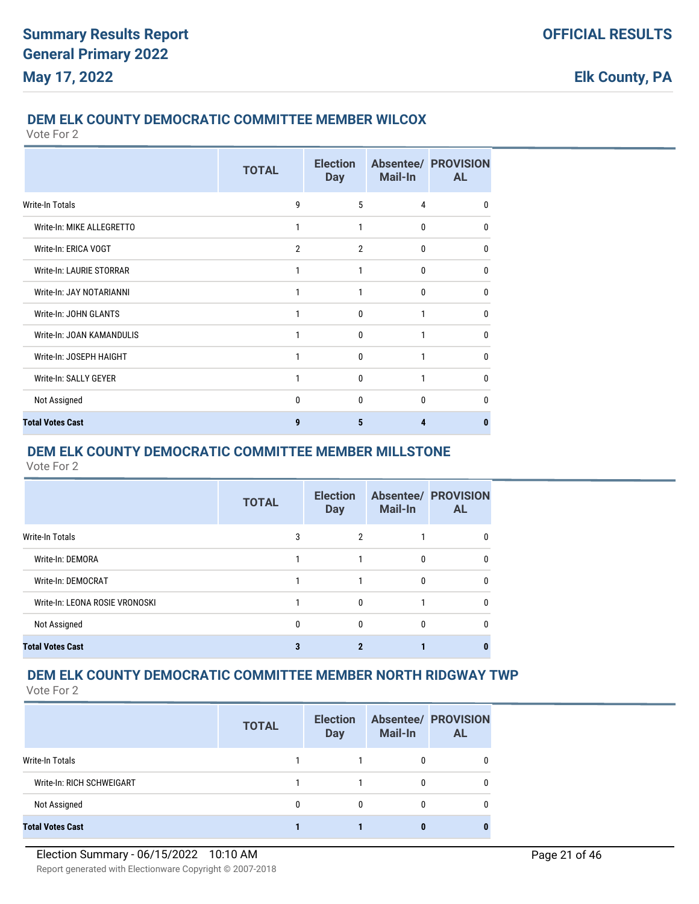## DEM ELK COUNTY DEMOCRATIC COMMITTEE MEMBER WILCOX

Vote For 2

| | TOTAL | Election Day | Absentee/ Mail-In | PROVISIONAL |
|---|---|---|---|---|
| Write-In Totals | 9 | 5 | 4 | 0 |
| Write-In: MIKE ALLEGRETTO | 1 | 1 | 0 | 0 |
| Write-In: ERICA VOGT | 2 | 2 | 0 | 0 |
| Write-In: LAURIE STORRAR | 1 | 1 | 0 | 0 |
| Write-In: JAY NOTARIANNI | 1 | 1 | 0 | 0 |
| Write-In: JOHN GLANTS | 1 | 0 | 1 | 0 |
| Write-In: JOAN KAMANDULIS | 1 | 0 | 1 | 0 |
| Write-In: JOSEPH HAIGHT | 1 | 0 | 1 | 0 |
| Write-In: SALLY GEYER | 1 | 0 | 1 | 0 |
| Not Assigned | 0 | 0 | 0 | 0 |
| **Total Votes Cast** | **9** | **5** | **4** | **0** |

## DEM ELK COUNTY DEMOCRATIC COMMITTEE MEMBER MILLSTONE

Vote For 2

| | TOTAL | Election Day | Absentee/ Mail-In | PROVISIONAL |
|---|---|---|---|---|
| Write-In Totals | 3 | 2 | 1 | 0 |
| Write-In: DEMORA | 1 | 1 | 0 | 0 |
| Write-In: DEMOCRAT | 1 | 1 | 0 | 0 |
| Write-In: LEONA ROSIE VRONOSKI | 1 | 0 | 1 | 0 |
| Not Assigned | 0 | 0 | 0 | 0 |
| **Total Votes Cast** | **3** | **2** | **1** | **0** |

## DEM ELK COUNTY DEMOCRATIC COMMITTEE MEMBER NORTH RIDGWAY TWP

Vote For 2

| | TOTAL | Election Day | Absentee/ Mail-In | PROVISIONAL |
|---|---|---|---|---|
| Write-In Totals | 1 | 1 | 0 | 0 |
| Write-In: RICH SCHWEIGART | 1 | 1 | 0 | 0 |
| Not Assigned | 0 | 0 | 0 | 0 |
| **Total Votes Cast** | **1** | **1** | **0** | **0** |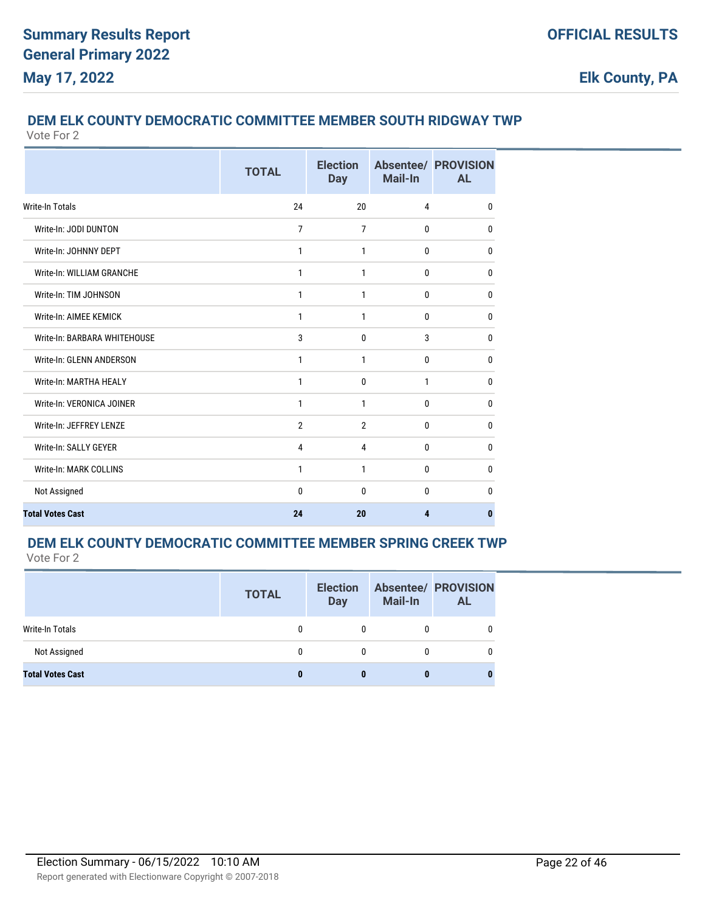## DEM ELK COUNTY DEMOCRATIC COMMITTEE MEMBER SOUTH RIDGWAY TWP

Vote For 2

| | TOTAL | Election Day | Absentee/ Mail-In | PROVISIONAL |
|---|---|---|---|---|
| Write-In Totals | 24 | 20 | 4 | 0 |
| Write-In: JODI DUNTON | 7 | 7 | 0 | 0 |
| Write-In: JOHNNY DEPT | 1 | 1 | 0 | 0 |
| Write-In: WILLIAM GRANCHE | 1 | 1 | 0 | 0 |
| Write-In: TIM JOHNSON | 1 | 1 | 0 | 0 |
| Write-In: AIMEE KEMICK | 1 | 1 | 0 | 0 |
| Write-In: BARBARA WHITEHOUSE | 3 | 0 | 3 | 0 |
| Write-In: GLENN ANDERSON | 1 | 1 | 0 | 0 |
| Write-In: MARTHA HEALY | 1 | 0 | 1 | 0 |
| Write-In: VERONICA JOINER | 1 | 1 | 0 | 0 |
| Write-In: JEFFREY LENZE | 2 | 2 | 0 | 0 |
| Write-In: SALLY GEYER | 4 | 4 | 0 | 0 |
| Write-In: MARK COLLINS | 1 | 1 | 0 | 0 |
| Not Assigned | 0 | 0 | 0 | 0 |
| **Total Votes Cast** | **24** | **20** | **4** | **0** |

## DEM ELK COUNTY DEMOCRATIC COMMITTEE MEMBER SPRING CREEK TWP

Vote For 2

| | TOTAL | Election Day | Absentee/ Mail-In | PROVISIONAL |
|---|---|---|---|---|
| Write-In Totals | 0 | 0 | 0 | 0 |
| Not Assigned | 0 | 0 | 0 | 0 |
| **Total Votes Cast** | **0** | **0** | **0** | **0** |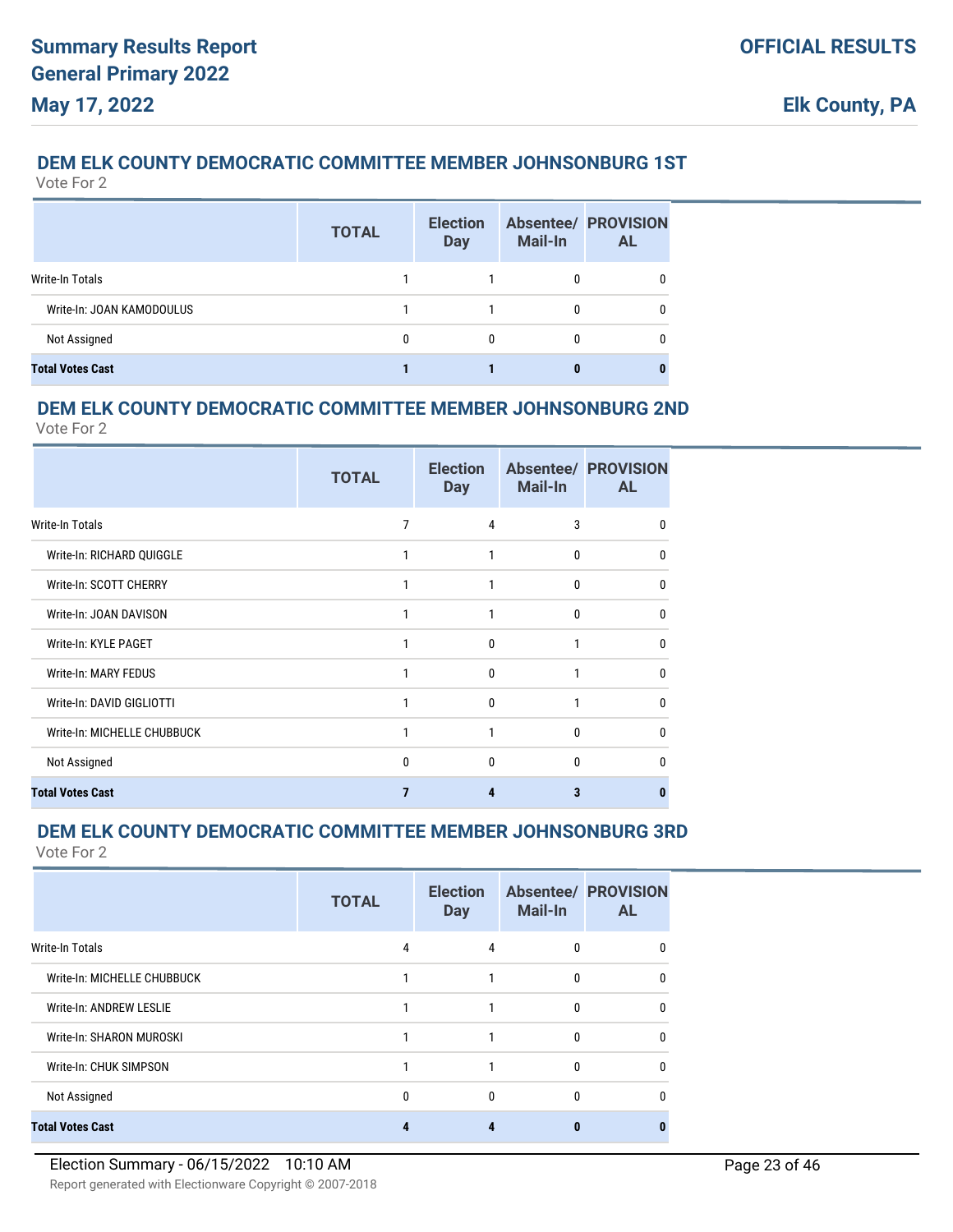## DEM ELK COUNTY DEMOCRATIC COMMITTEE MEMBER JOHNSONBURG 1ST

Vote For 2

| | TOTAL | Election Day | Absentee/ Mail-In | PROVISIONAL |
|---|---|---|---|---|
| Write-In Totals | 1 | 1 | 0 | 0 |
| Write-In: JOAN KAMODOULUS | 1 | 1 | 0 | 0 |
| Not Assigned | 0 | 0 | 0 | 0 |
| **Total Votes Cast** | **1** | **1** | **0** | **0** |

## DEM ELK COUNTY DEMOCRATIC COMMITTEE MEMBER JOHNSONBURG 2ND

Vote For 2

| | TOTAL | Election Day | Absentee/ Mail-In | PROVISIONAL |
|---|---|---|---|---|
| Write-In Totals | 7 | 4 | 3 | 0 |
| Write-In: RICHARD QUIGGLE | 1 | 1 | 0 | 0 |
| Write-In: SCOTT CHERRY | 1 | 1 | 0 | 0 |
| Write-In: JOAN DAVISON | 1 | 1 | 0 | 0 |
| Write-In: KYLE PAGET | 1 | 0 | 1 | 0 |
| Write-In: MARY FEDUS | 1 | 0 | 1 | 0 |
| Write-In: DAVID GIGLIOTTI | 1 | 0 | 1 | 0 |
| Write-In: MICHELLE CHUBBUCK | 1 | 1 | 0 | 0 |
| Not Assigned | 0 | 0 | 0 | 0 |
| **Total Votes Cast** | **7** | **4** | **3** | **0** |

## DEM ELK COUNTY DEMOCRATIC COMMITTEE MEMBER JOHNSONBURG 3RD

Vote For 2

| | TOTAL | Election Day | Absentee/ Mail-In | PROVISIONAL |
|---|---|---|---|---|
| Write-In Totals | 4 | 4 | 0 | 0 |
| Write-In: MICHELLE CHUBBUCK | 1 | 1 | 0 | 0 |
| Write-In: ANDREW LESLIE | 1 | 1 | 0 | 0 |
| Write-In: SHARON MUROSKI | 1 | 1 | 0 | 0 |
| Write-In: CHUK SIMPSON | 1 | 1 | 0 | 0 |
| Not Assigned | 0 | 0 | 0 | 0 |
| **Total Votes Cast** | **4** | **4** | **0** | **0** |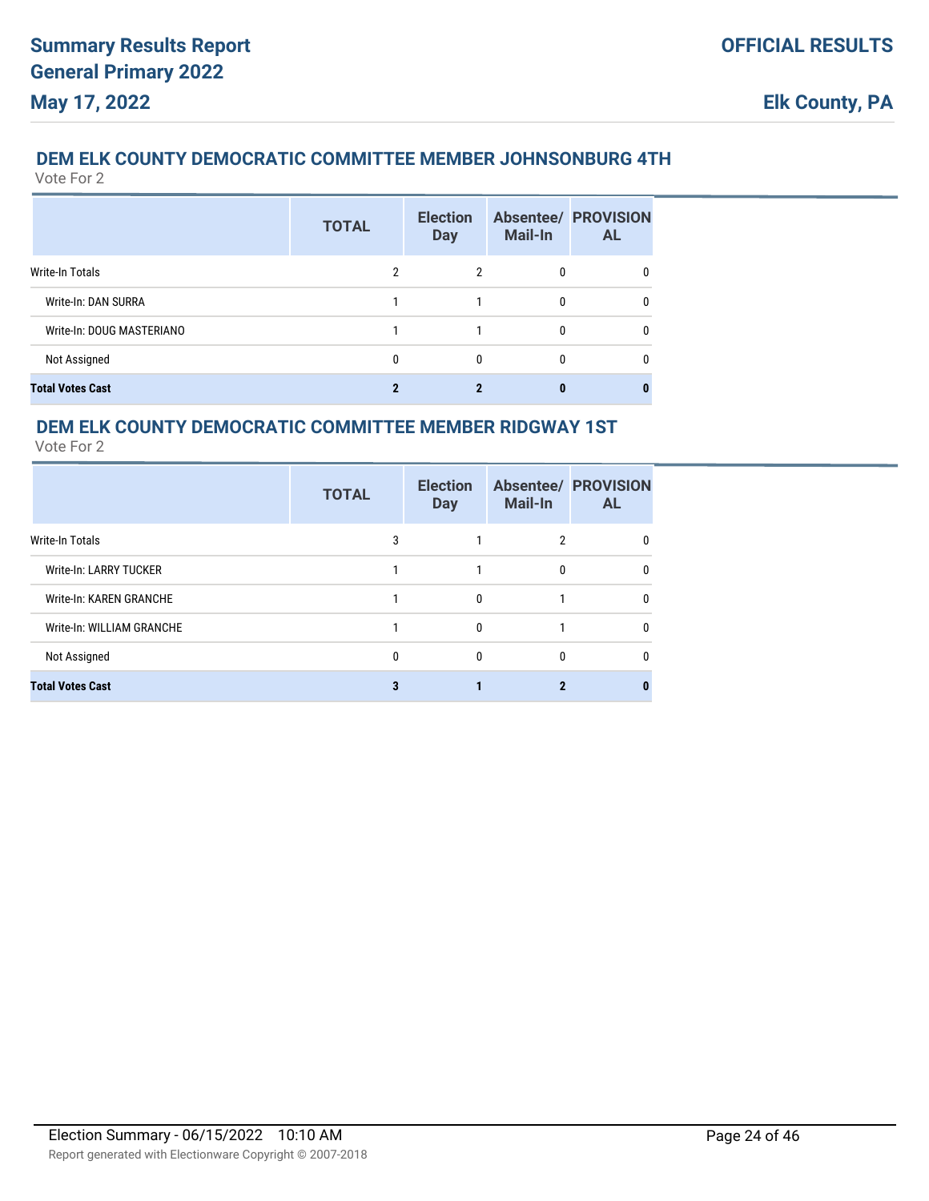## DEM ELK COUNTY DEMOCRATIC COMMITTEE MEMBER JOHNSONBURG 4TH

Vote For 2

| | TOTAL | Election Day | Absentee/ Mail-In | PROVISIONAL |
|---|---|---|---|---|
| Write-In Totals | 2 | 2 | 0 | 0 |
| Write-In: DAN SURRA | 1 | 1 | 0 | 0 |
| Write-In: DOUG MASTERIANO | 1 | 1 | 0 | 0 |
| Not Assigned | 0 | 0 | 0 | 0 |
| **Total Votes Cast** | **2** | **2** | **0** | **0** |

## DEM ELK COUNTY DEMOCRATIC COMMITTEE MEMBER RIDGWAY 1ST

Vote For 2

| | TOTAL | Election Day | Absentee/ Mail-In | PROVISIONAL |
|---|---|---|---|---|
| Write-In Totals | 3 | 1 | 2 | 0 |
| Write-In: LARRY TUCKER | 1 | 1 | 0 | 0 |
| Write-In: KAREN GRANCHE | 1 | 0 | 1 | 0 |
| Write-In: WILLIAM GRANCHE | 1 | 0 | 1 | 0 |
| Not Assigned | 0 | 0 | 0 | 0 |
| **Total Votes Cast** | **3** | **1** | **2** | **0** |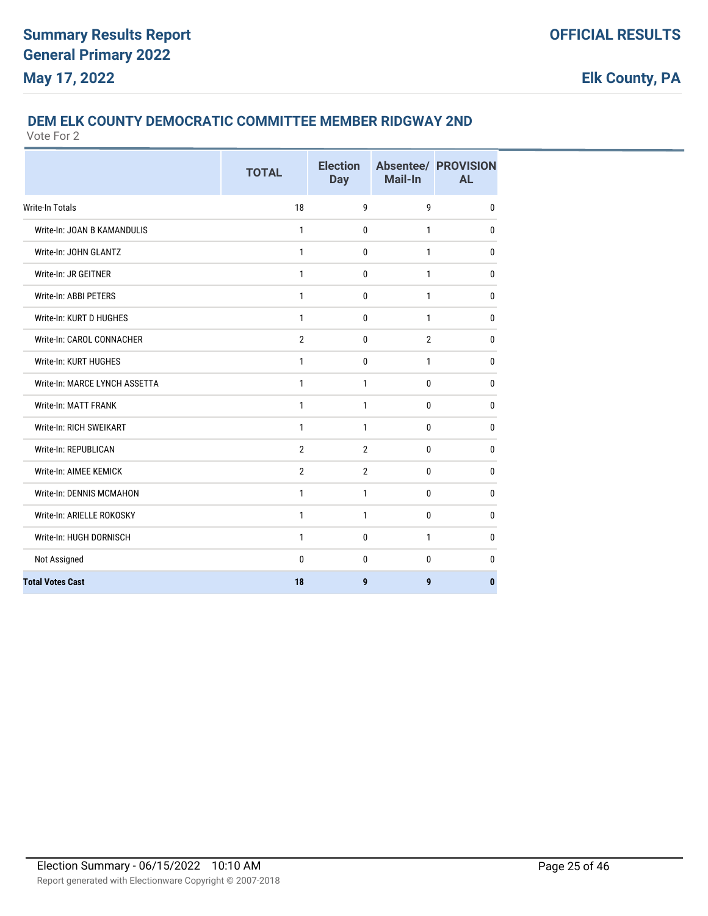## DEM ELK COUNTY DEMOCRATIC COMMITTEE MEMBER RIDGWAY 2ND

Vote For 2

| | TOTAL | Election Day | Absentee/ Mail-In | PROVISIONAL |
|---|---|---|---|---|
| Write-In Totals | 18 | 9 | 9 | 0 |
| Write-In: JOAN B KAMANDULIS | 1 | 0 | 1 | 0 |
| Write-In: JOHN GLANTZ | 1 | 0 | 1 | 0 |
| Write-In: JR GEITNER | 1 | 0 | 1 | 0 |
| Write-In: ABBI PETERS | 1 | 0 | 1 | 0 |
| Write-In: KURT D HUGHES | 1 | 0 | 1 | 0 |
| Write-In: CAROL CONNACHER | 2 | 0 | 2 | 0 |
| Write-In: KURT HUGHES | 1 | 0 | 1 | 0 |
| Write-In: MARCE LYNCH ASSETTA | 1 | 1 | 0 | 0 |
| Write-In: MATT FRANK | 1 | 1 | 0 | 0 |
| Write-In: RICH SWEIKART | 1 | 1 | 0 | 0 |
| Write-In: REPUBLICAN | 2 | 2 | 0 | 0 |
| Write-In: AIMEE KEMICK | 2 | 2 | 0 | 0 |
| Write-In: DENNIS MCMAHON | 1 | 1 | 0 | 0 |
| Write-In: ARIELLE ROKOSKY | 1 | 1 | 0 | 0 |
| Write-In: HUGH DORNISCH | 1 | 0 | 1 | 0 |
| Not Assigned | 0 | 0 | 0 | 0 |
| **Total Votes Cast** | **18** | **9** | **9** | **0** |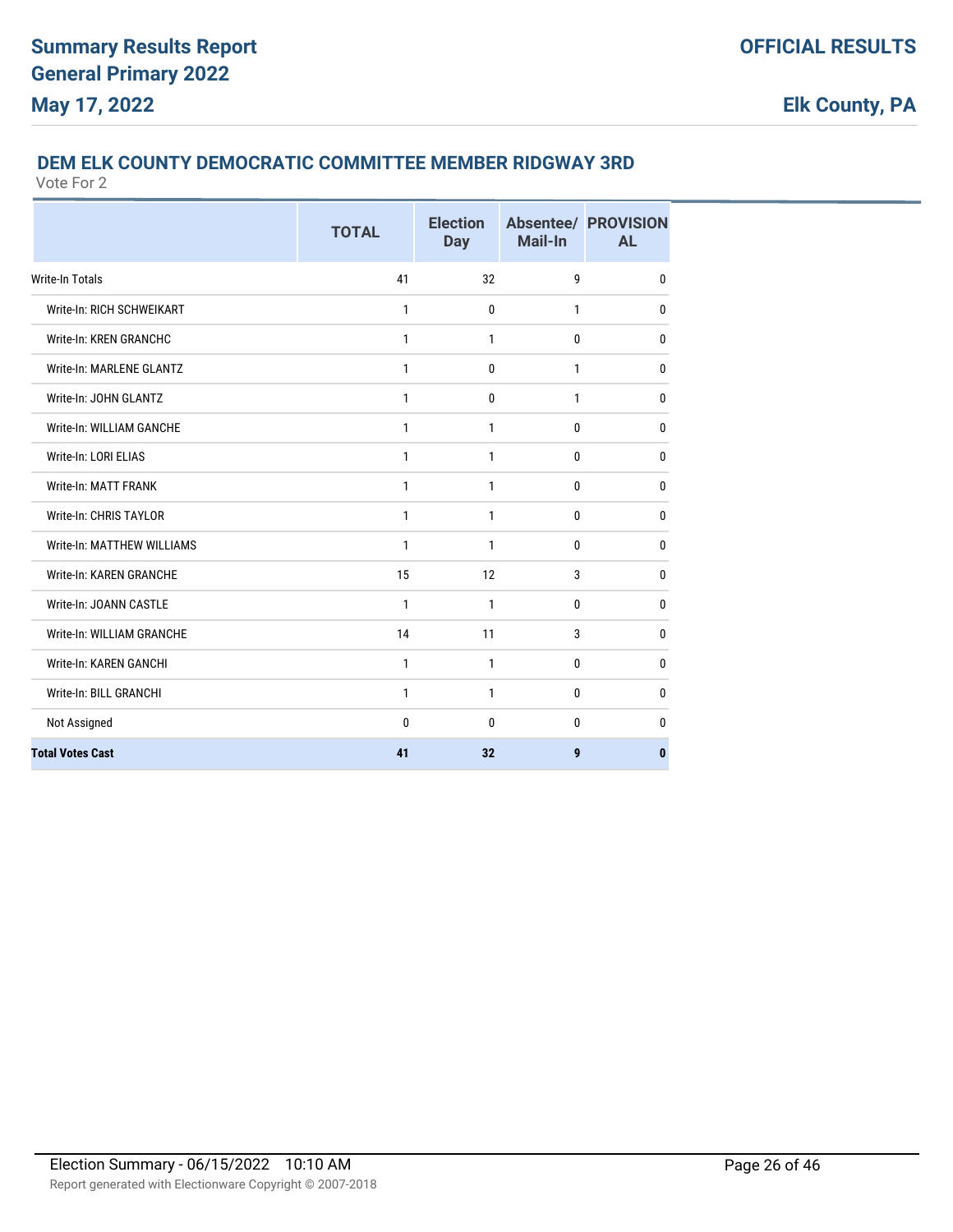## DEM ELK COUNTY DEMOCRATIC COMMITTEE MEMBER RIDGWAY 3RD

Vote For 2

| | TOTAL | Election Day | Absentee/ Mail-In | PROVISIONAL |
|---|---|---|---|---|
| Write-In Totals | 41 | 32 | 9 | 0 |
| Write-In: RICH SCHWEIKART | 1 | 0 | 1 | 0 |
| Write-In: KREN GRANCHC | 1 | 1 | 0 | 0 |
| Write-In: MARLENE GLANTZ | 1 | 0 | 1 | 0 |
| Write-In: JOHN GLANTZ | 1 | 0 | 1 | 0 |
| Write-In: WILLIAM GANCHE | 1 | 1 | 0 | 0 |
| Write-In: LORI ELIAS | 1 | 1 | 0 | 0 |
| Write-In: MATT FRANK | 1 | 1 | 0 | 0 |
| Write-In: CHRIS TAYLOR | 1 | 1 | 0 | 0 |
| Write-In: MATTHEW WILLIAMS | 1 | 1 | 0 | 0 |
| Write-In: KAREN GRANCHE | 15 | 12 | 3 | 0 |
| Write-In: JOANN CASTLE | 1 | 1 | 0 | 0 |
| Write-In: WILLIAM GRANCHE | 14 | 11 | 3 | 0 |
| Write-In: KAREN GANCHI | 1 | 1 | 0 | 0 |
| Write-In: BILL GRANCHI | 1 | 1 | 0 | 0 |
| Not Assigned | 0 | 0 | 0 | 0 |
| **Total Votes Cast** | **41** | **32** | **9** | **0** |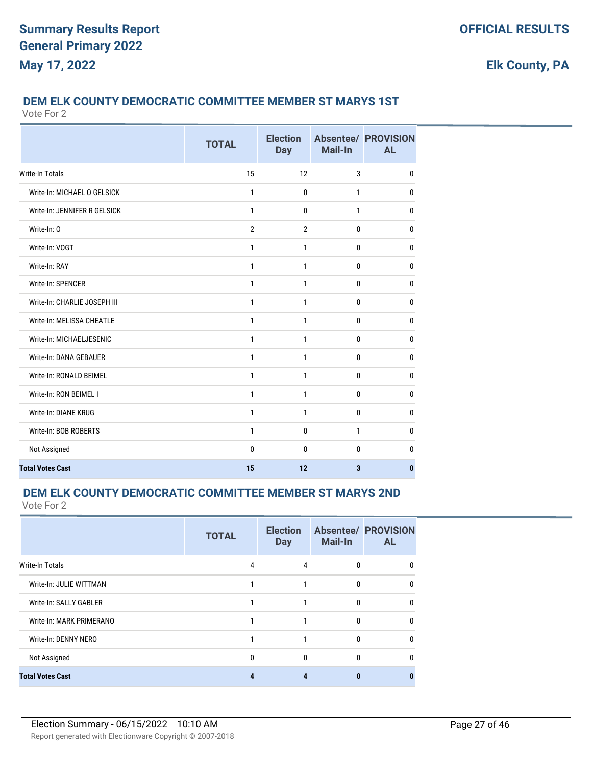## DEM ELK COUNTY DEMOCRATIC COMMITTEE MEMBER ST MARYS 1ST

Vote For 2

| | TOTAL | Election Day | Absentee/ Mail-In | PROVISIONAL |
|---|---|---|---|---|
| Write-In Totals | 15 | 12 | 3 | 0 |
| Write-In: MICHAEL O GELSICK | 1 | 0 | 1 | 0 |
| Write-In: JENNIFER R GELSICK | 1 | 0 | 1 | 0 |
| Write-In: O | 2 | 2 | 0 | 0 |
| Write-In: VOGT | 1 | 1 | 0 | 0 |
| Write-In: RAY | 1 | 1 | 0 | 0 |
| Write-In: SPENCER | 1 | 1 | 0 | 0 |
| Write-In: CHARLIE JOSEPH III | 1 | 1 | 0 | 0 |
| Write-In: MELISSA CHEATLE | 1 | 1 | 0 | 0 |
| Write-In: MICHAELJESENIC | 1 | 1 | 0 | 0 |
| Write-In: DANA GEBAUER | 1 | 1 | 0 | 0 |
| Write-In: RONALD BEIMEL | 1 | 1 | 0 | 0 |
| Write-In: RON BEIMEL I | 1 | 1 | 0 | 0 |
| Write-In: DIANE KRUG | 1 | 1 | 0 | 0 |
| Write-In: BOB ROBERTS | 1 | 0 | 1 | 0 |
| Not Assigned | 0 | 0 | 0 | 0 |
| **Total Votes Cast** | **15** | **12** | **3** | **0** |

## DEM ELK COUNTY DEMOCRATIC COMMITTEE MEMBER ST MARYS 2ND

Vote For 2

| | TOTAL | Election Day | Absentee/ Mail-In | PROVISIONAL |
|---|---|---|---|---|
| Write-In Totals | 4 | 4 | 0 | 0 |
| Write-In: JULIE WITTMAN | 1 | 1 | 0 | 0 |
| Write-In: SALLY GABLER | 1 | 1 | 0 | 0 |
| Write-In: MARK PRIMERANO | 1 | 1 | 0 | 0 |
| Write-In: DENNY NERO | 1 | 1 | 0 | 0 |
| Not Assigned | 0 | 0 | 0 | 0 |
| **Total Votes Cast** | **4** | **4** | **0** | **0** |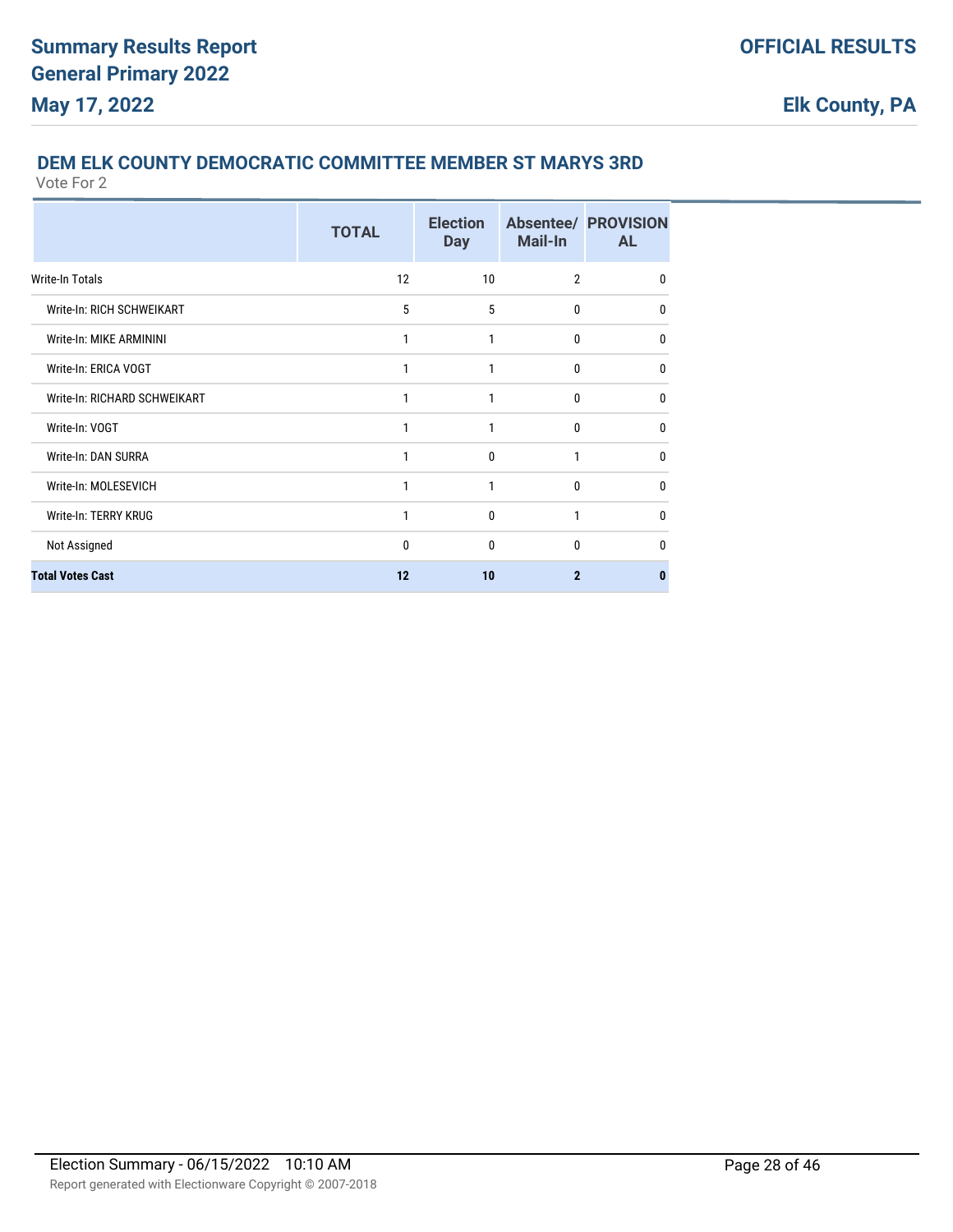## DEM ELK COUNTY DEMOCRATIC COMMITTEE MEMBER ST MARYS 3RD

Vote For 2

| | TOTAL | Election Day | Absentee/ Mail-In | PROVISIONAL |
|---|---|---|---|---|
| Write-In Totals | 12 | 10 | 2 | 0 |
| Write-In: RICH SCHWEIKART | 5 | 5 | 0 | 0 |
| Write-In: MIKE ARMININI | 1 | 1 | 0 | 0 |
| Write-In: ERICA VOGT | 1 | 1 | 0 | 0 |
| Write-In: RICHARD SCHWEIKART | 1 | 1 | 0 | 0 |
| Write-In: VOGT | 1 | 1 | 0 | 0 |
| Write-In: DAN SURRA | 1 | 0 | 1 | 0 |
| Write-In: MOLESEVICH | 1 | 1 | 0 | 0 |
| Write-In: TERRY KRUG | 1 | 0 | 1 | 0 |
| Not Assigned | 0 | 0 | 0 | 0 |
| **Total Votes Cast** | **12** | **10** | **2** | **0** |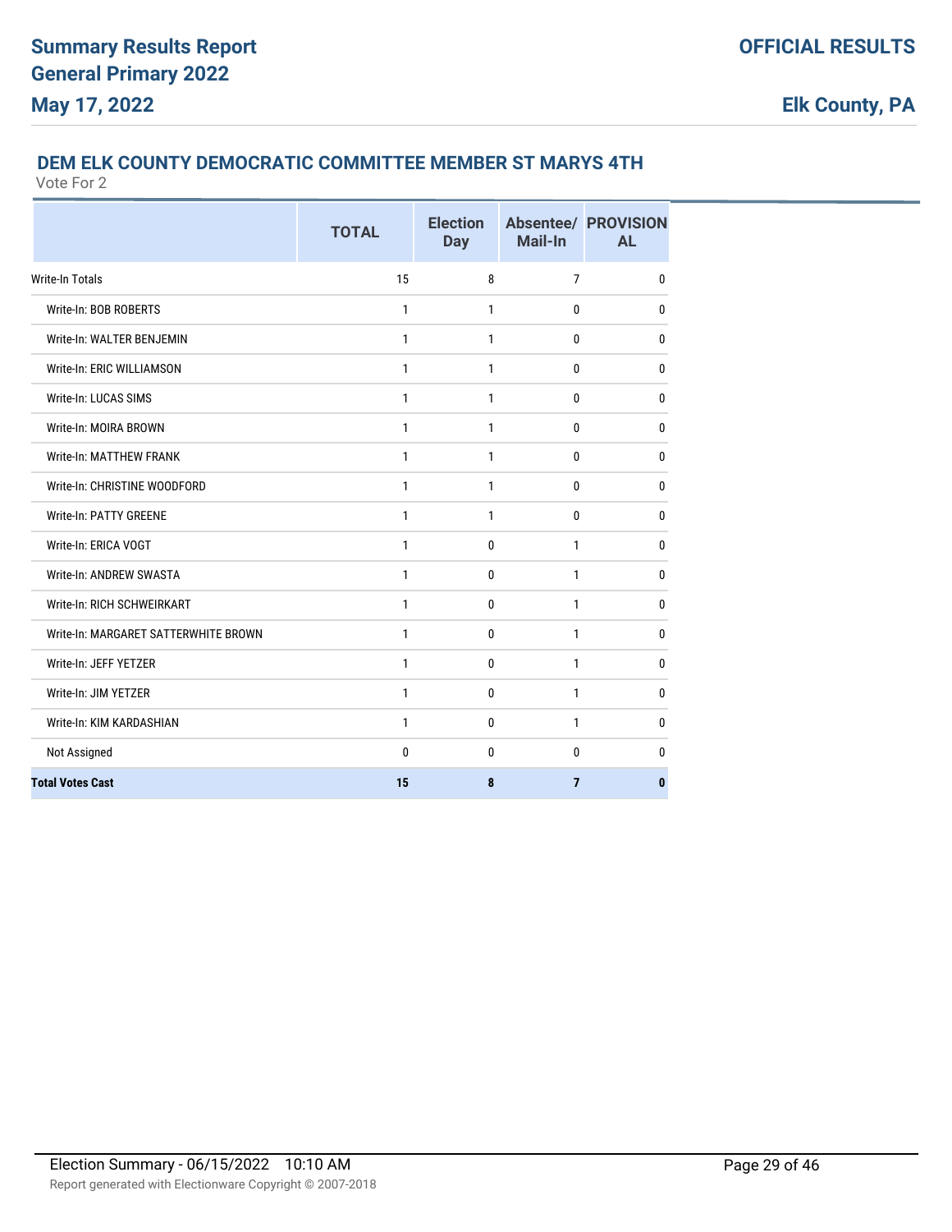## DEM ELK COUNTY DEMOCRATIC COMMITTEE MEMBER ST MARYS 4TH

Vote For 2

| | TOTAL | Election Day | Absentee/ Mail-In | PROVISIONAL |
|---|---|---|---|---|
| Write-In Totals | 15 | 8 | 7 | 0 |
| Write-In: BOB ROBERTS | 1 | 1 | 0 | 0 |
| Write-In: WALTER BENJEMIN | 1 | 1 | 0 | 0 |
| Write-In: ERIC WILLIAMSON | 1 | 1 | 0 | 0 |
| Write-In: LUCAS SIMS | 1 | 1 | 0 | 0 |
| Write-In: MOIRA BROWN | 1 | 1 | 0 | 0 |
| Write-In: MATTHEW FRANK | 1 | 1 | 0 | 0 |
| Write-In: CHRISTINE WOODFORD | 1 | 1 | 0 | 0 |
| Write-In: PATTY GREENE | 1 | 1 | 0 | 0 |
| Write-In: ERICA VOGT | 1 | 0 | 1 | 0 |
| Write-In: ANDREW SWASTA | 1 | 0 | 1 | 0 |
| Write-In: RICH SCHWEIRKART | 1 | 0 | 1 | 0 |
| Write-In: MARGARET SATTERWHITE BROWN | 1 | 0 | 1 | 0 |
| Write-In: JEFF YETZER | 1 | 0 | 1 | 0 |
| Write-In: JIM YETZER | 1 | 0 | 1 | 0 |
| Write-In: KIM KARDASHIAN | 1 | 0 | 1 | 0 |
| Not Assigned | 0 | 0 | 0 | 0 |
| **Total Votes Cast** | **15** | **8** | **7** | **0** |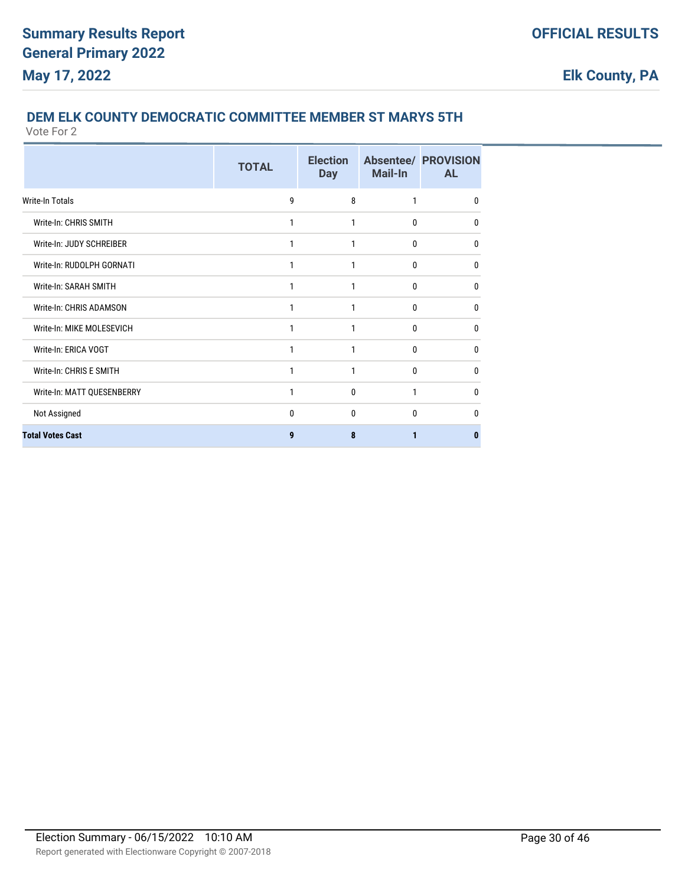## DEM ELK COUNTY DEMOCRATIC COMMITTEE MEMBER ST MARYS 5TH

Vote For 2

| | TOTAL | Election Day | Absentee/ Mail-In | PROVISIONAL |
|---|---|---|---|---|
| Write-In Totals | 9 | 8 | 1 | 0 |
| Write-In: CHRIS SMITH | 1 | 1 | 0 | 0 |
| Write-In: JUDY SCHREIBER | 1 | 1 | 0 | 0 |
| Write-In: RUDOLPH GORNATI | 1 | 1 | 0 | 0 |
| Write-In: SARAH SMITH | 1 | 1 | 0 | 0 |
| Write-In: CHRIS ADAMSON | 1 | 1 | 0 | 0 |
| Write-In: MIKE MOLESEVICH | 1 | 1 | 0 | 0 |
| Write-In: ERICA VOGT | 1 | 1 | 0 | 0 |
| Write-In: CHRIS E SMITH | 1 | 1 | 0 | 0 |
| Write-In: MATT QUESENBERRY | 1 | 0 | 1 | 0 |
| Not Assigned | 0 | 0 | 0 | 0 |
| **Total Votes Cast** | **9** | **8** | **1** | **0** |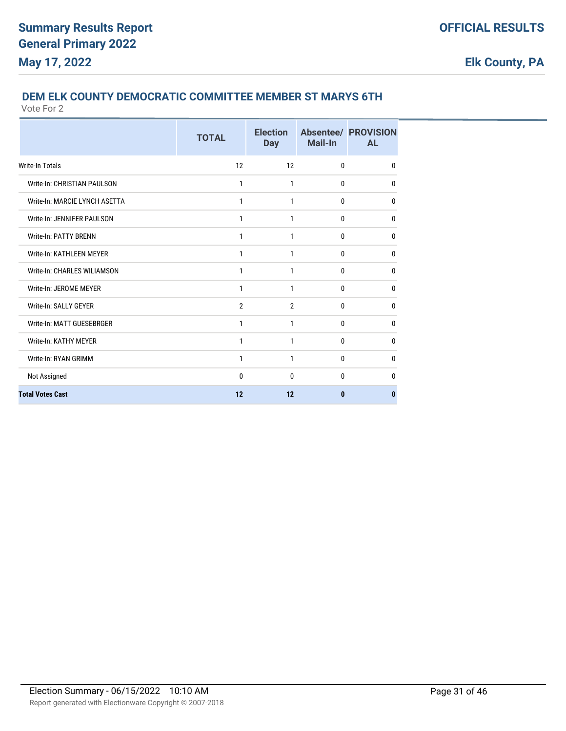# Summary Results Report
# General Primary 2022
# May 17, 2022

**OFFICIAL RESULTS**

**Elk County, PA**

## DEM ELK COUNTY DEMOCRATIC COMMITTEE MEMBER ST MARYS 6TH

Vote For 2

| | TOTAL | Election Day | Absentee/ Mail-In | PROVISIONAL |
|---|---|---|---|---|
| Write-In Totals | 12 | 12 | 0 | 0 |
| Write-In: CHRISTIAN PAULSON | 1 | 1 | 0 | 0 |
| Write-In: MARCIE LYNCH ASETTA | 1 | 1 | 0 | 0 |
| Write-In: JENNIFER PAULSON | 1 | 1 | 0 | 0 |
| Write-In: PATTY BRENN | 1 | 1 | 0 | 0 |
| Write-In: KATHLEEN MEYER | 1 | 1 | 0 | 0 |
| Write-In: CHARLES WILIAMSON | 1 | 1 | 0 | 0 |
| Write-In: JEROME MEYER | 1 | 1 | 0 | 0 |
| Write-In: SALLY GEYER | 2 | 2 | 0 | 0 |
| Write-In: MATT GUESEBRGER | 1 | 1 | 0 | 0 |
| Write-In: KATHY MEYER | 1 | 1 | 0 | 0 |
| Write-In: RYAN GRIMM | 1 | 1 | 0 | 0 |
| Not Assigned | 0 | 0 | 0 | 0 |
| **Total Votes Cast** | **12** | **12** | **0** | **0** |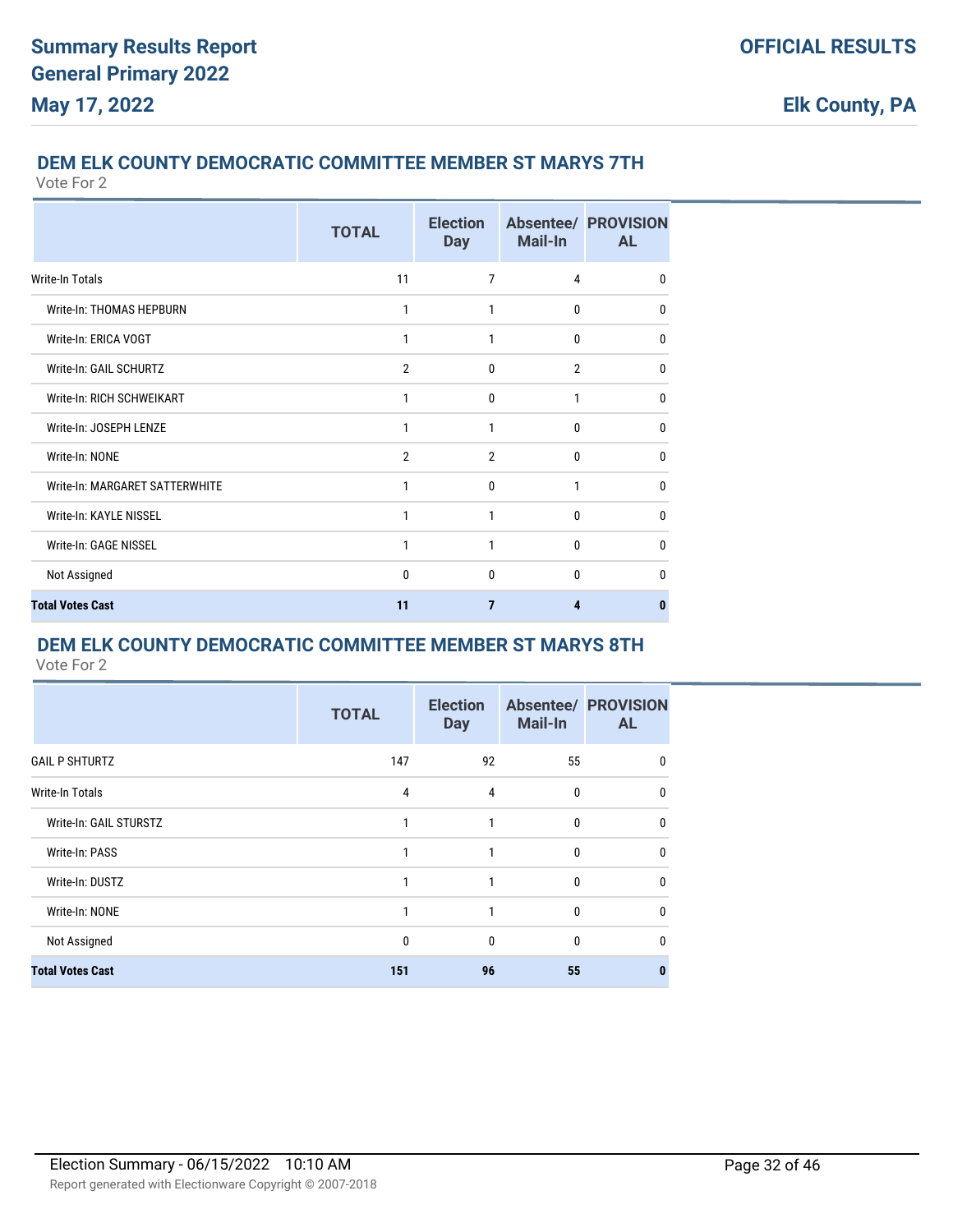## DEM ELK COUNTY DEMOCRATIC COMMITTEE MEMBER ST MARYS 7TH

Vote For 2

| | TOTAL | Election Day | Absentee/ Mail-In | PROVISIONAL |
|---|---|---|---|---|
| Write-In Totals | 11 | 7 | 4 | 0 |
| Write-In: THOMAS HEPBURN | 1 | 1 | 0 | 0 |
| Write-In: ERICA VOGT | 1 | 1 | 0 | 0 |
| Write-In: GAIL SCHURTZ | 2 | 0 | 2 | 0 |
| Write-In: RICH SCHWEIKART | 1 | 0 | 1 | 0 |
| Write-In: JOSEPH LENZE | 1 | 1 | 0 | 0 |
| Write-In: NONE | 2 | 2 | 0 | 0 |
| Write-In: MARGARET SATTERWHITE | 1 | 0 | 1 | 0 |
| Write-In: KAYLE NISSEL | 1 | 1 | 0 | 0 |
| Write-In: GAGE NISSEL | 1 | 1 | 0 | 0 |
| Not Assigned | 0 | 0 | 0 | 0 |
| **Total Votes Cast** | **11** | **7** | **4** | **0** |

## DEM ELK COUNTY DEMOCRATIC COMMITTEE MEMBER ST MARYS 8TH

Vote For 2

| | TOTAL | Election Day | Absentee/ Mail-In | PROVISIONAL |
|---|---|---|---|---|
| GAIL P SHTURTZ | 147 | 92 | 55 | 0 |
| Write-In Totals | 4 | 4 | 0 | 0 |
| Write-In: GAIL STURSTZ | 1 | 1 | 0 | 0 |
| Write-In: PASS | 1 | 1 | 0 | 0 |
| Write-In: DUSTZ | 1 | 1 | 0 | 0 |
| Write-In: NONE | 1 | 1 | 0 | 0 |
| Not Assigned | 0 | 0 | 0 | 0 |
| **Total Votes Cast** | **151** | **96** | **55** | **0** |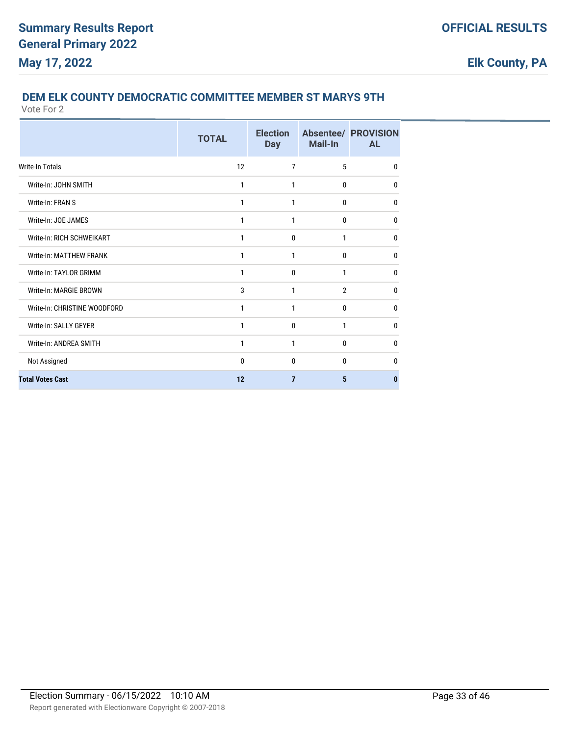### DEM ELK COUNTY DEMOCRATIC COMMITTEE MEMBER ST MARYS 9TH

Vote For 2

| | TOTAL | Election Day | Absentee/ Mail-In | PROVISIONAL |
|---|---|---|---|---|
| Write-In Totals | 12 | 7 | 5 | 0 |
| Write-In: JOHN SMITH | 1 | 1 | 0 | 0 |
| Write-In: FRAN S | 1 | 1 | 0 | 0 |
| Write-In: JOE JAMES | 1 | 1 | 0 | 0 |
| Write-In: RICH SCHWEIKART | 1 | 0 | 1 | 0 |
| Write-In: MATTHEW FRANK | 1 | 1 | 0 | 0 |
| Write-In: TAYLOR GRIMM | 1 | 0 | 1 | 0 |
| Write-In: MARGIE BROWN | 3 | 1 | 2 | 0 |
| Write-In: CHRISTINE WOODFORD | 1 | 1 | 0 | 0 |
| Write-In: SALLY GEYER | 1 | 0 | 1 | 0 |
| Write-In: ANDREA SMITH | 1 | 1 | 0 | 0 |
| Not Assigned | 0 | 0 | 0 | 0 |
| **Total Votes Cast** | **12** | **7** | **5** | **0** |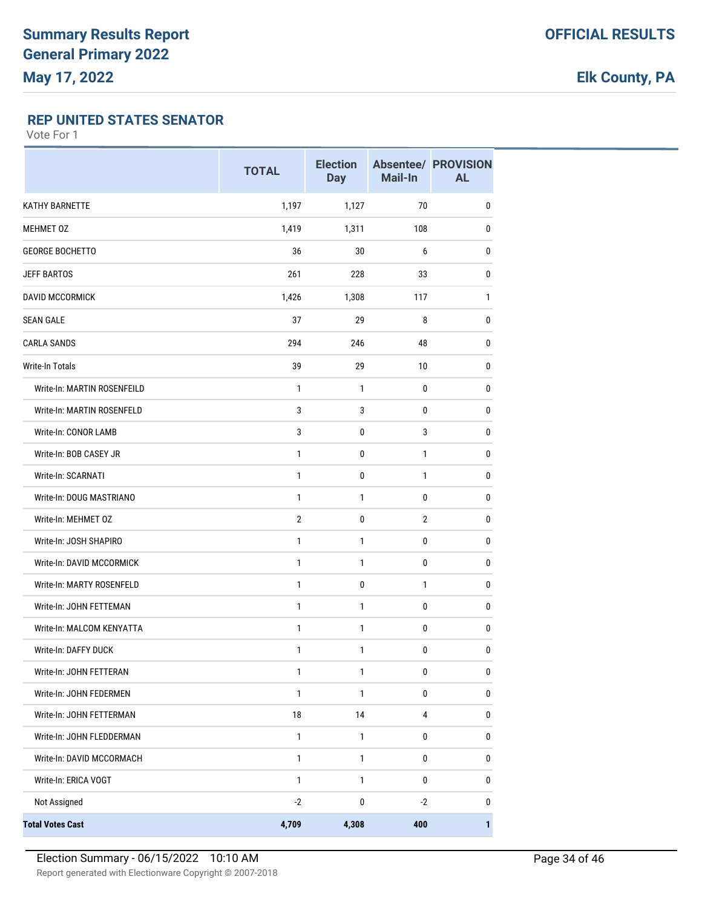# Summary Results Report
## General Primary 2022
## May 17, 2022

**OFFICIAL RESULTS**

**Elk County, PA**

### REP UNITED STATES SENATOR

Vote For 1

| | TOTAL | Election Day | Absentee/ Mail-In | PROVISIONAL |
|---|---|---|---|---|
| KATHY BARNETTE | 1,197 | 1,127 | 70 | 0 |
| MEHMET OZ | 1,419 | 1,311 | 108 | 0 |
| GEORGE BOCHETTO | 36 | 30 | 6 | 0 |
| JEFF BARTOS | 261 | 228 | 33 | 0 |
| DAVID MCCORMICK | 1,426 | 1,308 | 117 | 1 |
| SEAN GALE | 37 | 29 | 8 | 0 |
| CARLA SANDS | 294 | 246 | 48 | 0 |
| Write-In Totals | 39 | 29 | 10 | 0 |
| Write-In: MARTIN ROSENFEILD | 1 | 1 | 0 | 0 |
| Write-In: MARTIN ROSENFELD | 3 | 3 | 0 | 0 |
| Write-In: CONOR LAMB | 3 | 0 | 3 | 0 |
| Write-In: BOB CASEY JR | 1 | 0 | 1 | 0 |
| Write-In: SCARNATI | 1 | 0 | 1 | 0 |
| Write-In: DOUG MASTRIANO | 1 | 1 | 0 | 0 |
| Write-In: MEHMET OZ | 2 | 0 | 2 | 0 |
| Write-In: JOSH SHAPIRO | 1 | 1 | 0 | 0 |
| Write-In: DAVID MCCORMICK | 1 | 1 | 0 | 0 |
| Write-In: MARTY ROSENFELD | 1 | 0 | 1 | 0 |
| Write-In: JOHN FETTEMAN | 1 | 1 | 0 | 0 |
| Write-In: MALCOM KENYATTA | 1 | 1 | 0 | 0 |
| Write-In: DAFFY DUCK | 1 | 1 | 0 | 0 |
| Write-In: JOHN FETTERAN | 1 | 1 | 0 | 0 |
| Write-In: JOHN FEDERMEN | 1 | 1 | 0 | 0 |
| Write-In: JOHN FETTERMAN | 18 | 14 | 4 | 0 |
| Write-In: JOHN FLEDDERMAN | 1 | 1 | 0 | 0 |
| Write-In: DAVID MCCORMACH | 1 | 1 | 0 | 0 |
| Write-In: ERICA VOGT | 1 | 1 | 0 | 0 |
| Not Assigned | -2 | 0 | -2 | 0 |
| **Total Votes Cast** | **4,709** | **4,308** | **400** | **1** |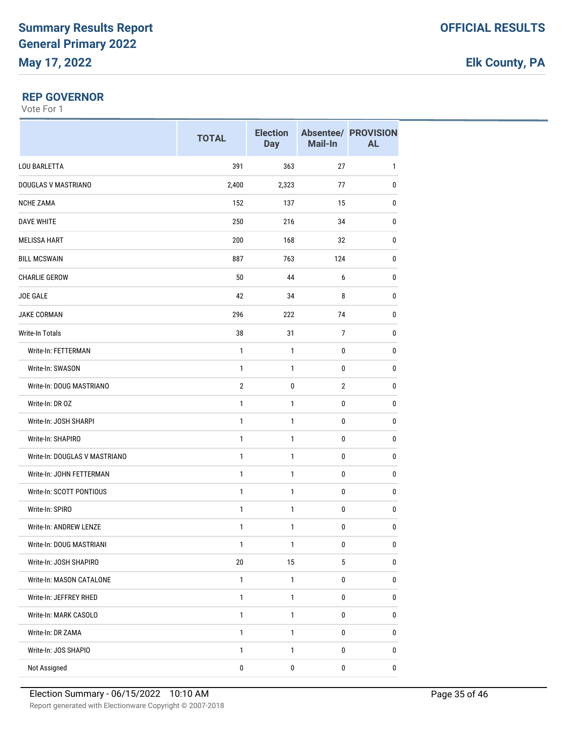## REP GOVERNOR

Vote For 1

| | TOTAL | Election Day | Absentee/ Mail-In | PROVISIONAL |
|---|---|---|---|---|
| LOU BARLETTA | 391 | 363 | 27 | 1 |
| DOUGLAS V MASTRIANO | 2,400 | 2,323 | 77 | 0 |
| NCHE ZAMA | 152 | 137 | 15 | 0 |
| DAVE WHITE | 250 | 216 | 34 | 0 |
| MELISSA HART | 200 | 168 | 32 | 0 |
| BILL MCSWAIN | 887 | 763 | 124 | 0 |
| CHARLIE GEROW | 50 | 44 | 6 | 0 |
| JOE GALE | 42 | 34 | 8 | 0 |
| JAKE CORMAN | 296 | 222 | 74 | 0 |
| Write-In Totals | 38 | 31 | 7 | 0 |
| Write-In: FETTERMAN | 1 | 1 | 0 | 0 |
| Write-In: SWASON | 1 | 1 | 0 | 0 |
| Write-In: DOUG MASTRIANO | 2 | 0 | 2 | 0 |
| Write-In: DR OZ | 1 | 1 | 0 | 0 |
| Write-In: JOSH SHARPI | 1 | 1 | 0 | 0 |
| Write-In: SHAPIRO | 1 | 1 | 0 | 0 |
| Write-In: DOUGLAS V MASTRIANO | 1 | 1 | 0 | 0 |
| Write-In: JOHN FETTERMAN | 1 | 1 | 0 | 0 |
| Write-In: SCOTT PONTIOUS | 1 | 1 | 0 | 0 |
| Write-In: SPIRO | 1 | 1 | 0 | 0 |
| Write-In: ANDREW LENZE | 1 | 1 | 0 | 0 |
| Write-In: DOUG MASTRIANI | 1 | 1 | 0 | 0 |
| Write-In: JOSH SHAPIRO | 20 | 15 | 5 | 0 |
| Write-In: MASON CATALONE | 1 | 1 | 0 | 0 |
| Write-In: JEFFREY RHED | 1 | 1 | 0 | 0 |
| Write-In: MARK CASOLO | 1 | 1 | 0 | 0 |
| Write-In: DR ZAMA | 1 | 1 | 0 | 0 |
| Write-In: JOS SHAPIO | 1 | 1 | 0 | 0 |
| Not Assigned | 0 | 0 | 0 | 0 |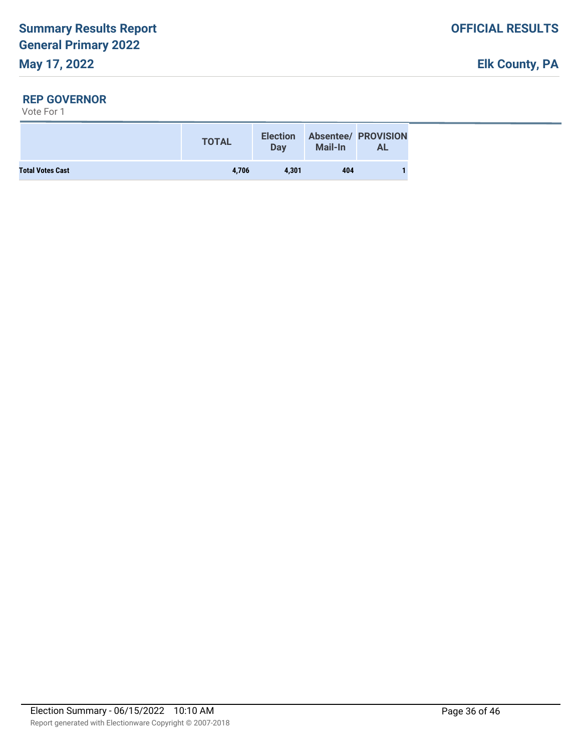## REP GOVERNOR

Vote For 1

| | TOTAL | Election Day | Absentee/ Mail-In | PROVISIONAL |
|---|---|---|---|---|
| **Total Votes Cast** | 4,706 | 4,301 | 404 | 1 |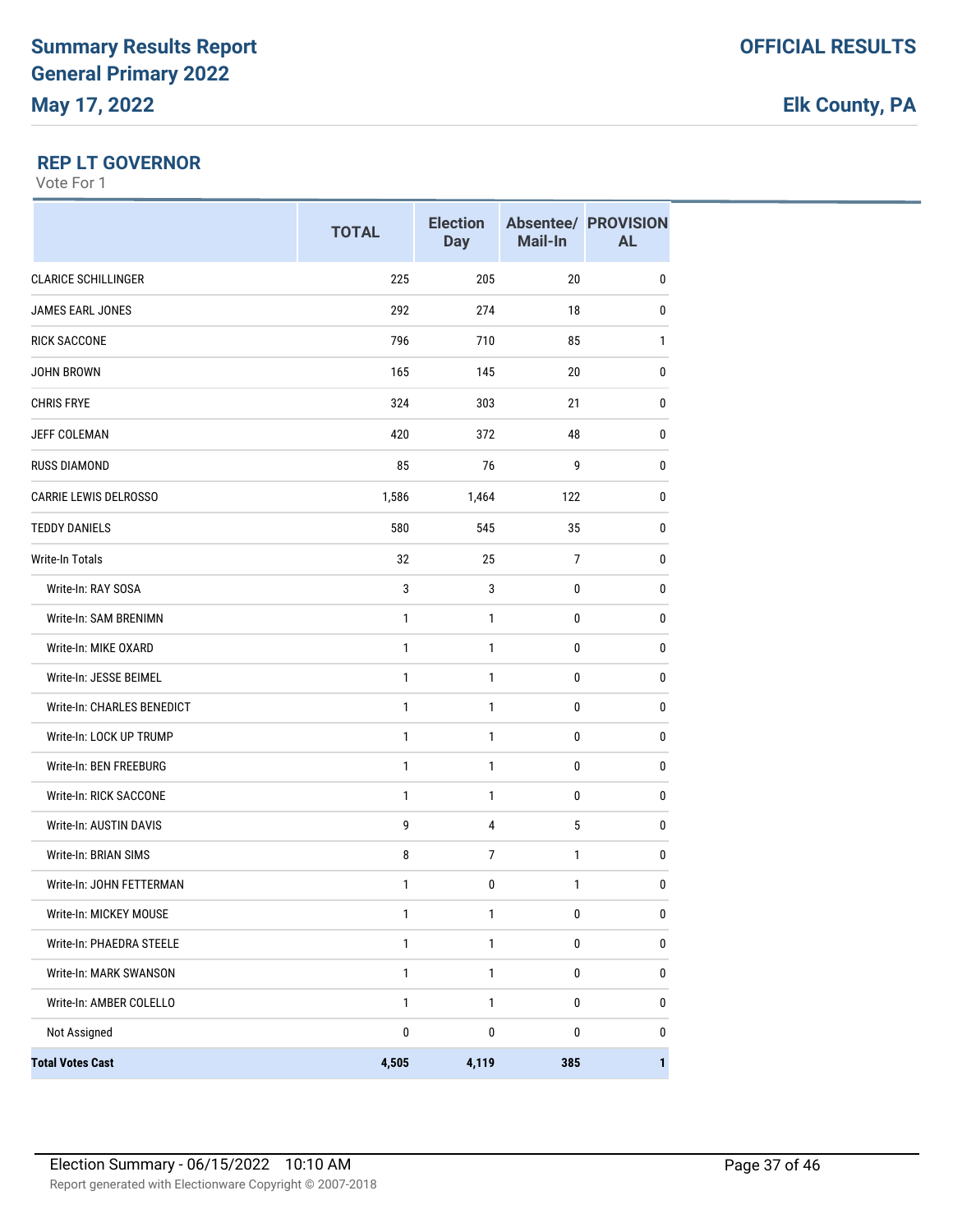# Summary Results Report
# General Primary 2022
# May 17, 2022

**OFFICIAL RESULTS**

**Elk County, PA**

## REP LT GOVERNOR

Vote For 1

| | TOTAL | Election Day | Absentee/ Mail-In | PROVISIONAL |
|---|---|---|---|---|
| CLARICE SCHILLINGER | 225 | 205 | 20 | 0 |
| JAMES EARL JONES | 292 | 274 | 18 | 0 |
| RICK SACCONE | 796 | 710 | 85 | 1 |
| JOHN BROWN | 165 | 145 | 20 | 0 |
| CHRIS FRYE | 324 | 303 | 21 | 0 |
| JEFF COLEMAN | 420 | 372 | 48 | 0 |
| RUSS DIAMOND | 85 | 76 | 9 | 0 |
| CARRIE LEWIS DELROSSO | 1,586 | 1,464 | 122 | 0 |
| TEDDY DANIELS | 580 | 545 | 35 | 0 |
| Write-In Totals | 32 | 25 | 7 | 0 |
| Write-In: RAY SOSA | 3 | 3 | 0 | 0 |
| Write-In: SAM BRENIMN | 1 | 1 | 0 | 0 |
| Write-In: MIKE OXARD | 1 | 1 | 0 | 0 |
| Write-In: JESSE BEIMEL | 1 | 1 | 0 | 0 |
| Write-In: CHARLES BENEDICT | 1 | 1 | 0 | 0 |
| Write-In: LOCK UP TRUMP | 1 | 1 | 0 | 0 |
| Write-In: BEN FREEBURG | 1 | 1 | 0 | 0 |
| Write-In: RICK SACCONE | 1 | 1 | 0 | 0 |
| Write-In: AUSTIN DAVIS | 9 | 4 | 5 | 0 |
| Write-In: BRIAN SIMS | 8 | 7 | 1 | 0 |
| Write-In: JOHN FETTERMAN | 1 | 0 | 1 | 0 |
| Write-In: MICKEY MOUSE | 1 | 1 | 0 | 0 |
| Write-In: PHAEDRA STEELE | 1 | 1 | 0 | 0 |
| Write-In: MARK SWANSON | 1 | 1 | 0 | 0 |
| Write-In: AMBER COLELLO | 1 | 1 | 0 | 0 |
| Not Assigned | 0 | 0 | 0 | 0 |
| **Total Votes Cast** | **4,505** | **4,119** | **385** | **1** |

Election Summary - 06/15/2022 10:10 AM

Report generated with Electionware Copyright © 2007-2018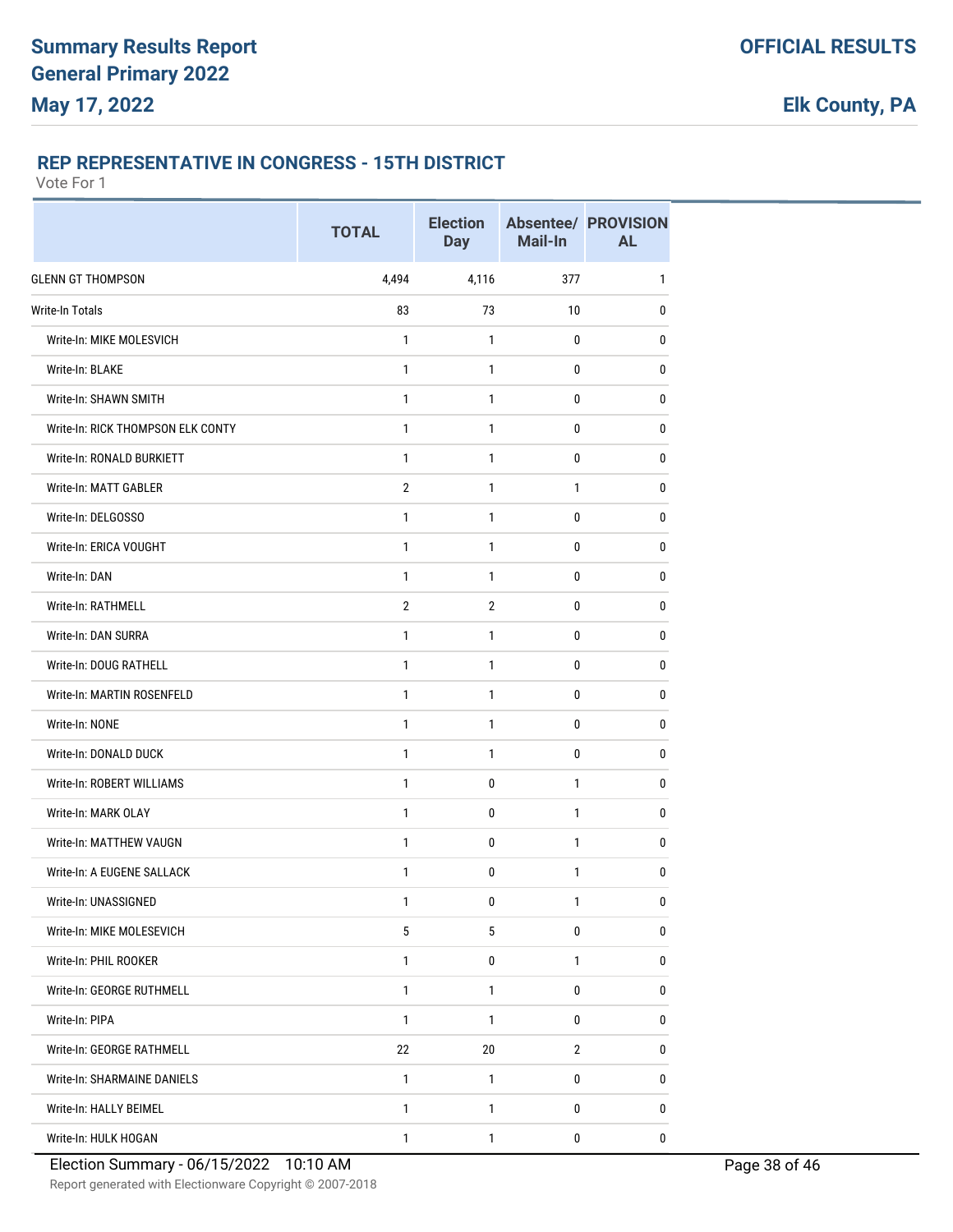# Summary Results Report
# General Primary 2022
# May 17, 2022

**OFFICIAL RESULTS**

**Elk County, PA**

## REP REPRESENTATIVE IN CONGRESS - 15TH DISTRICT

Vote For 1

| | TOTAL | Election Day | Absentee/ Mail-In | PROVISIONAL |
|---|---|---|---|---|
| GLENN GT THOMPSON | 4,494 | 4,116 | 377 | 1 |
| Write-In Totals | 83 | 73 | 10 | 0 |
| Write-In: MIKE MOLESVICH | 1 | 1 | 0 | 0 |
| Write-In: BLAKE | 1 | 1 | 0 | 0 |
| Write-In: SHAWN SMITH | 1 | 1 | 0 | 0 |
| Write-In: RICK THOMPSON ELK CONTY | 1 | 1 | 0 | 0 |
| Write-In: RONALD BURKIETT | 1 | 1 | 0 | 0 |
| Write-In: MATT GABLER | 2 | 1 | 1 | 0 |
| Write-In: DELGOSSO | 1 | 1 | 0 | 0 |
| Write-In: ERICA VOUGHT | 1 | 1 | 0 | 0 |
| Write-In: DAN | 1 | 1 | 0 | 0 |
| Write-In: RATHMELL | 2 | 2 | 0 | 0 |
| Write-In: DAN SURRA | 1 | 1 | 0 | 0 |
| Write-In: DOUG RATHELL | 1 | 1 | 0 | 0 |
| Write-In: MARTIN ROSENFELD | 1 | 1 | 0 | 0 |
| Write-In: NONE | 1 | 1 | 0 | 0 |
| Write-In: DONALD DUCK | 1 | 1 | 0 | 0 |
| Write-In: ROBERT WILLIAMS | 1 | 0 | 1 | 0 |
| Write-In: MARK OLAY | 1 | 0 | 1 | 0 |
| Write-In: MATTHEW VAUGN | 1 | 0 | 1 | 0 |
| Write-In: A EUGENE SALLACK | 1 | 0 | 1 | 0 |
| Write-In: UNASSIGNED | 1 | 0 | 1 | 0 |
| Write-In: MIKE MOLESEVICH | 5 | 5 | 0 | 0 |
| Write-In: PHIL ROOKER | 1 | 0 | 1 | 0 |
| Write-In: GEORGE RUTHMELL | 1 | 1 | 0 | 0 |
| Write-In: PIPA | 1 | 1 | 0 | 0 |
| Write-In: GEORGE RATHMELL | 22 | 20 | 2 | 0 |
| Write-In: SHARMAINE DANIELS | 1 | 1 | 0 | 0 |
| Write-In: HALLY BEIMEL | 1 | 1 | 0 | 0 |
| Write-In: HULK HOGAN | 1 | 1 | 0 | 0 |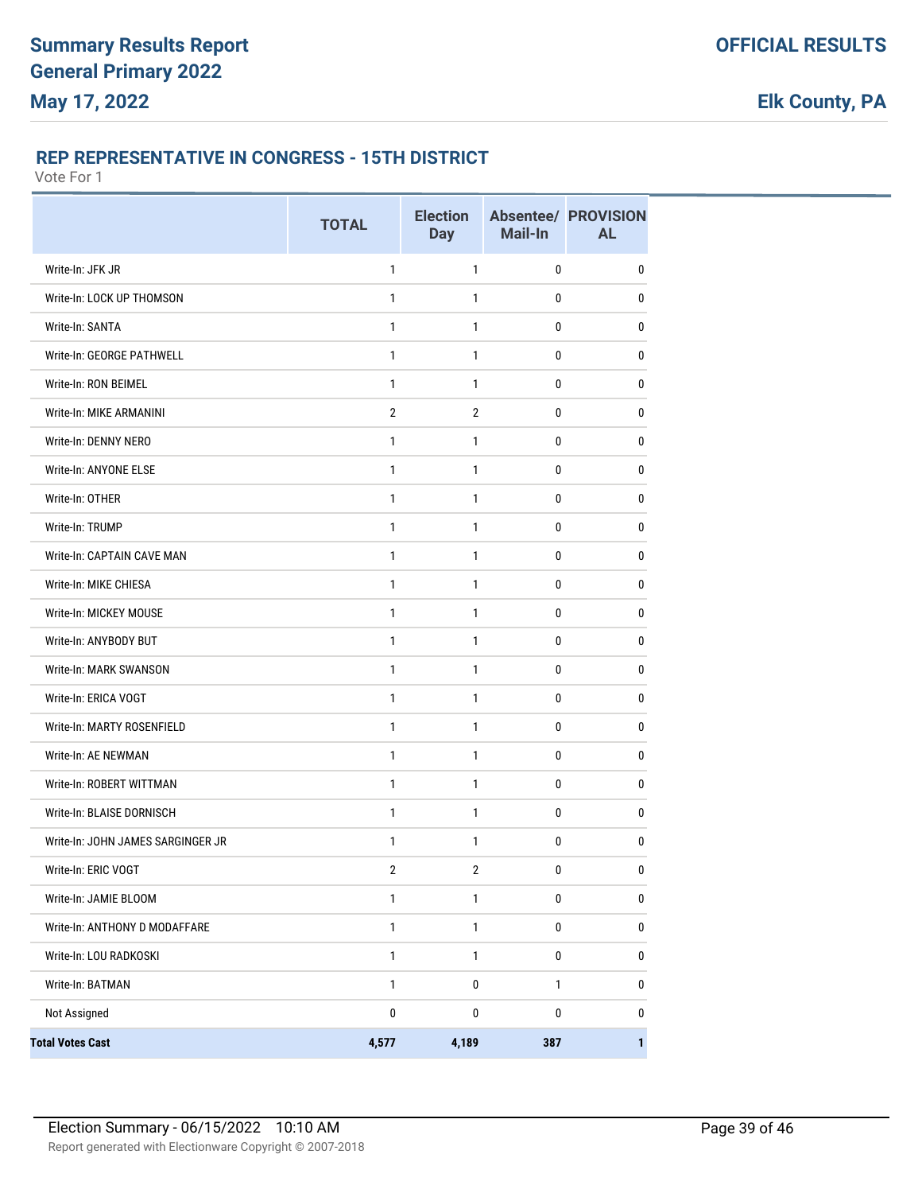## REP REPRESENTATIVE IN CONGRESS - 15TH DISTRICT

Vote For 1

| | TOTAL | Election Day | Absentee/ Mail-In | PROVISIONAL |
|---|---|---|---|---|
| Write-In: JFK JR | 1 | 1 | 0 | 0 |
| Write-In: LOCK UP THOMSON | 1 | 1 | 0 | 0 |
| Write-In: SANTA | 1 | 1 | 0 | 0 |
| Write-In: GEORGE PATHWELL | 1 | 1 | 0 | 0 |
| Write-In: RON BEIMEL | 1 | 1 | 0 | 0 |
| Write-In: MIKE ARMANINI | 2 | 2 | 0 | 0 |
| Write-In: DENNY NERO | 1 | 1 | 0 | 0 |
| Write-In: ANYONE ELSE | 1 | 1 | 0 | 0 |
| Write-In: OTHER | 1 | 1 | 0 | 0 |
| Write-In: TRUMP | 1 | 1 | 0 | 0 |
| Write-In: CAPTAIN CAVE MAN | 1 | 1 | 0 | 0 |
| Write-In: MIKE CHIESA | 1 | 1 | 0 | 0 |
| Write-In: MICKEY MOUSE | 1 | 1 | 0 | 0 |
| Write-In: ANYBODY BUT | 1 | 1 | 0 | 0 |
| Write-In: MARK SWANSON | 1 | 1 | 0 | 0 |
| Write-In: ERICA VOGT | 1 | 1 | 0 | 0 |
| Write-In: MARTY ROSENFIELD | 1 | 1 | 0 | 0 |
| Write-In: AE NEWMAN | 1 | 1 | 0 | 0 |
| Write-In: ROBERT WITTMAN | 1 | 1 | 0 | 0 |
| Write-In: BLAISE DORNISCH | 1 | 1 | 0 | 0 |
| Write-In: JOHN JAMES SARGINGER JR | 1 | 1 | 0 | 0 |
| Write-In: ERIC VOGT | 2 | 2 | 0 | 0 |
| Write-In: JAMIE BLOOM | 1 | 1 | 0 | 0 |
| Write-In: ANTHONY D MODAFFARE | 1 | 1 | 0 | 0 |
| Write-In: LOU RADKOSKI | 1 | 1 | 0 | 0 |
| Write-In: BATMAN | 1 | 0 | 1 | 0 |
| Not Assigned | 0 | 0 | 0 | 0 |
| **Total Votes Cast** | **4,577** | **4,189** | **387** | **1** |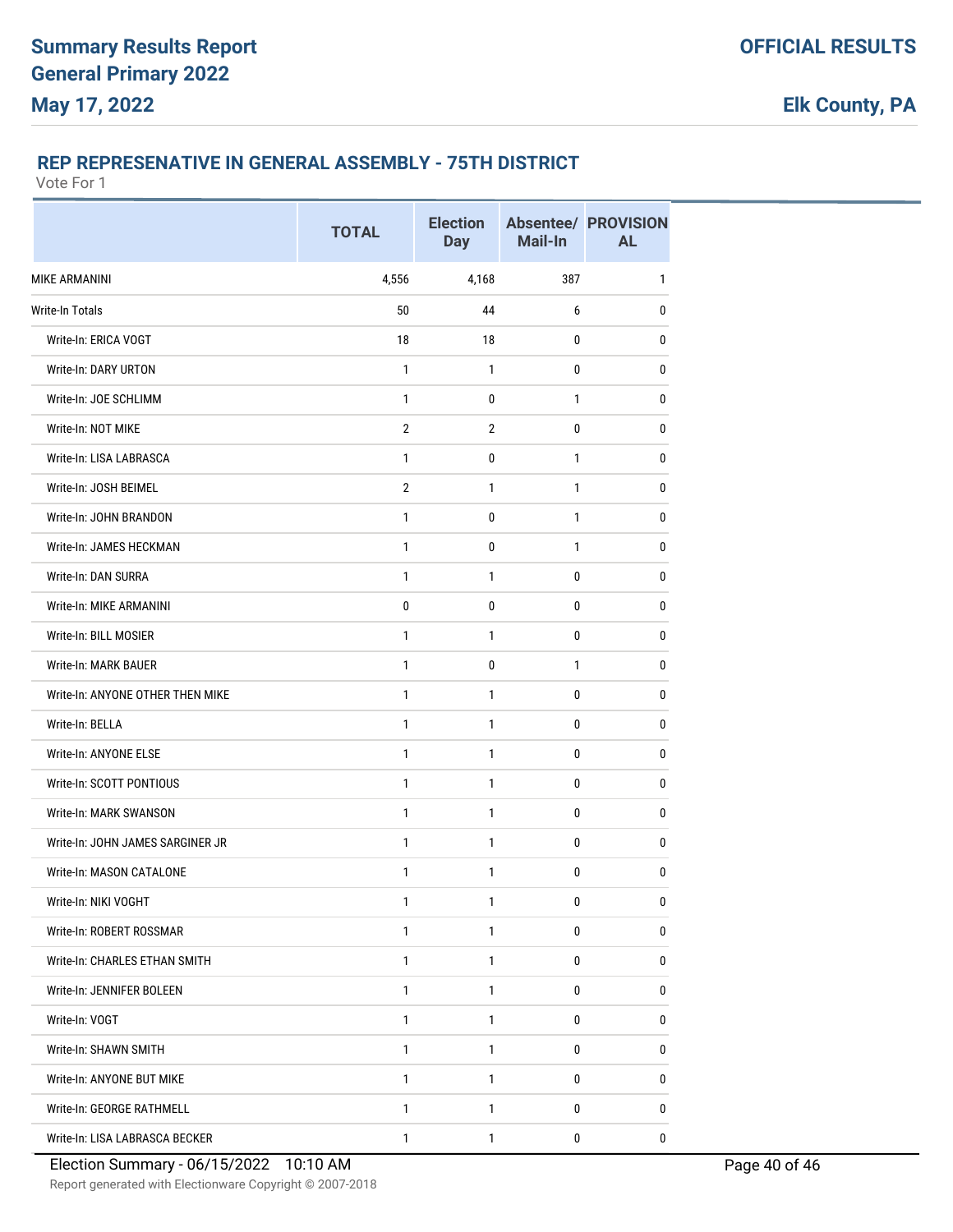## REP REPRESENATIVE IN GENERAL ASSEMBLY - 75TH DISTRICT

Vote For 1

| | TOTAL | Election Day | Absentee/ Mail-In | PROVISIONAL |
|---|---|---|---|---|
| MIKE ARMANINI | 4,556 | 4,168 | 387 | 1 |
| Write-In Totals | 50 | 44 | 6 | 0 |
| Write-In: ERICA VOGT | 18 | 18 | 0 | 0 |
| Write-In: DARY URTON | 1 | 1 | 0 | 0 |
| Write-In: JOE SCHLIMM | 1 | 0 | 1 | 0 |
| Write-In: NOT MIKE | 2 | 2 | 0 | 0 |
| Write-In: LISA LABRASCA | 1 | 0 | 1 | 0 |
| Write-In: JOSH BEIMEL | 2 | 1 | 1 | 0 |
| Write-In: JOHN BRANDON | 1 | 0 | 1 | 0 |
| Write-In: JAMES HECKMAN | 1 | 0 | 1 | 0 |
| Write-In: DAN SURRA | 1 | 1 | 0 | 0 |
| Write-In: MIKE ARMANINI | 0 | 0 | 0 | 0 |
| Write-In: BILL MOSIER | 1 | 1 | 0 | 0 |
| Write-In: MARK BAUER | 1 | 0 | 1 | 0 |
| Write-In: ANYONE OTHER THEN MIKE | 1 | 1 | 0 | 0 |
| Write-In: BELLA | 1 | 1 | 0 | 0 |
| Write-In: ANYONE ELSE | 1 | 1 | 0 | 0 |
| Write-In: SCOTT PONTIOUS | 1 | 1 | 0 | 0 |
| Write-In: MARK SWANSON | 1 | 1 | 0 | 0 |
| Write-In: JOHN JAMES SARGINER JR | 1 | 1 | 0 | 0 |
| Write-In: MASON CATALONE | 1 | 1 | 0 | 0 |
| Write-In: NIKI VOGHT | 1 | 1 | 0 | 0 |
| Write-In: ROBERT ROSSMAR | 1 | 1 | 0 | 0 |
| Write-In: CHARLES ETHAN SMITH | 1 | 1 | 0 | 0 |
| Write-In: JENNIFER BOLEEN | 1 | 1 | 0 | 0 |
| Write-In: VOGT | 1 | 1 | 0 | 0 |
| Write-In: SHAWN SMITH | 1 | 1 | 0 | 0 |
| Write-In: ANYONE BUT MIKE | 1 | 1 | 0 | 0 |
| Write-In: GEORGE RATHMELL | 1 | 1 | 0 | 0 |
| Write-In: LISA LABRASCA BECKER | 1 | 1 | 0 | 0 |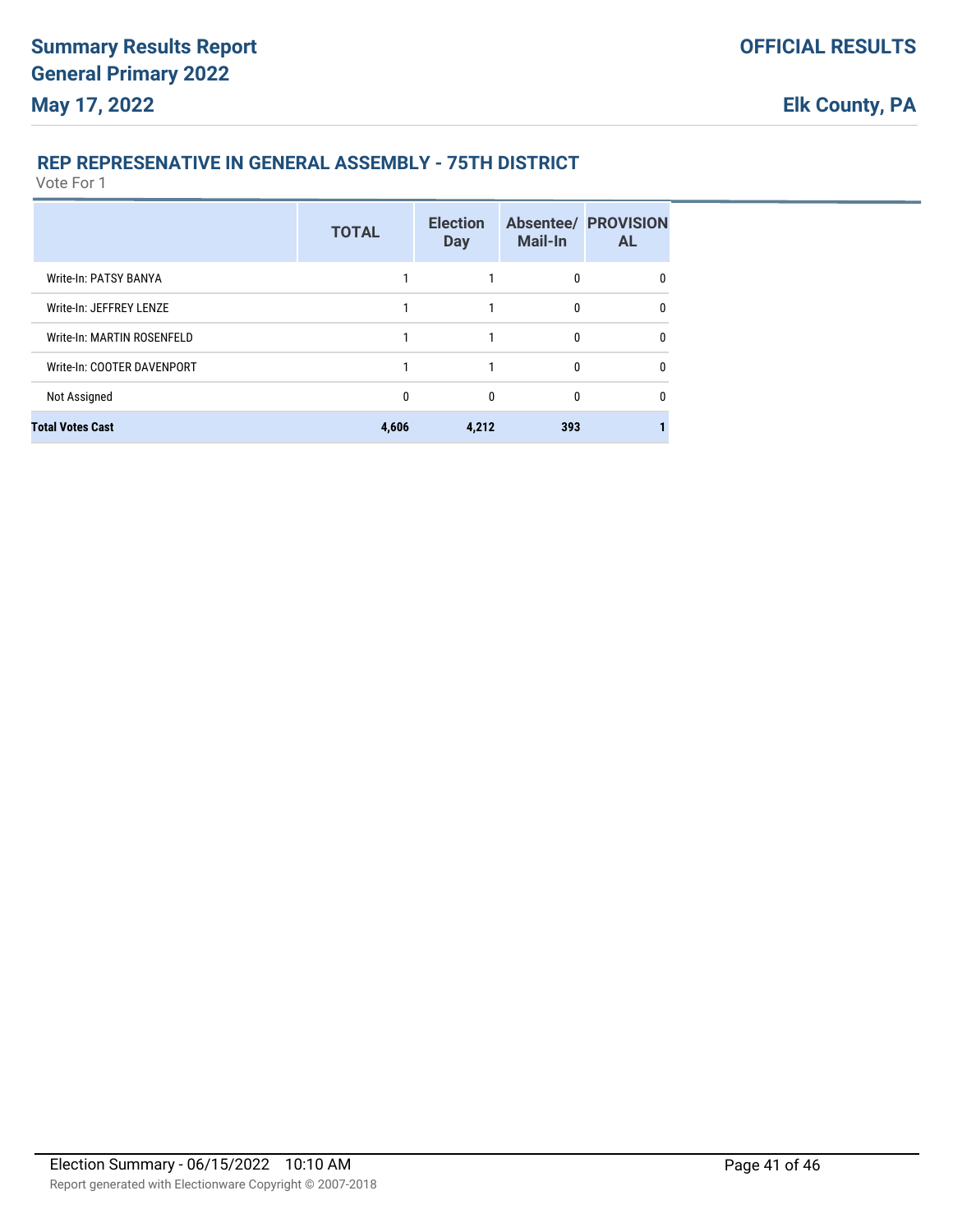## REP REPRESENATIVE IN GENERAL ASSEMBLY - 75TH DISTRICT

Vote For 1

| | TOTAL | Election Day | Absentee/ Mail-In | PROVISIONAL |
|---|---|---|---|---|
| Write-In: PATSY BANYA | 1 | 1 | 0 | 0 |
| Write-In: JEFFREY LENZE | 1 | 1 | 0 | 0 |
| Write-In: MARTIN ROSENFELD | 1 | 1 | 0 | 0 |
| Write-In: COOTER DAVENPORT | 1 | 1 | 0 | 0 |
| Not Assigned | 0 | 0 | 0 | 0 |
| **Total Votes Cast** | **4,606** | **4,212** | **393** | **1** |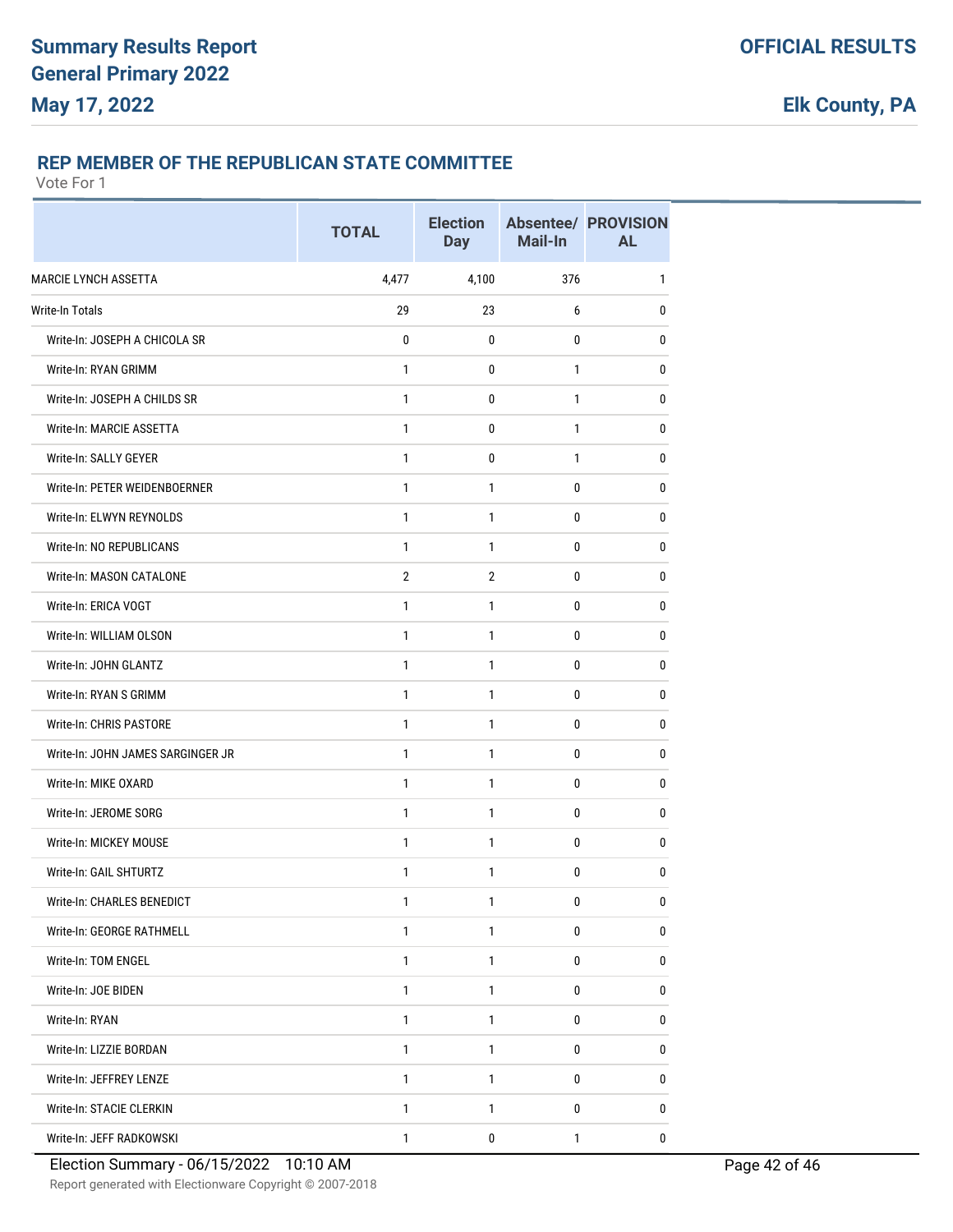## REP MEMBER OF THE REPUBLICAN STATE COMMITTEE

Vote For 1

| | TOTAL | Election Day | Absentee/ Mail-In | PROVISIONAL |
|---|---|---|---|---|
| MARCIE LYNCH ASSETTA | 4,477 | 4,100 | 376 | 1 |
| Write-In Totals | 29 | 23 | 6 | 0 |
| Write-In: JOSEPH A CHICOLA SR | 0 | 0 | 0 | 0 |
| Write-In: RYAN GRIMM | 1 | 0 | 1 | 0 |
| Write-In: JOSEPH A CHILDS SR | 1 | 0 | 1 | 0 |
| Write-In: MARCIE ASSETTA | 1 | 0 | 1 | 0 |
| Write-In: SALLY GEYER | 1 | 0 | 1 | 0 |
| Write-In: PETER WEIDENBOERNER | 1 | 1 | 0 | 0 |
| Write-In: ELWYN REYNOLDS | 1 | 1 | 0 | 0 |
| Write-In: NO REPUBLICANS | 1 | 1 | 0 | 0 |
| Write-In: MASON CATALONE | 2 | 2 | 0 | 0 |
| Write-In: ERICA VOGT | 1 | 1 | 0 | 0 |
| Write-In: WILLIAM OLSON | 1 | 1 | 0 | 0 |
| Write-In: JOHN GLANTZ | 1 | 1 | 0 | 0 |
| Write-In: RYAN S GRIMM | 1 | 1 | 0 | 0 |
| Write-In: CHRIS PASTORE | 1 | 1 | 0 | 0 |
| Write-In: JOHN JAMES SARGINGER JR | 1 | 1 | 0 | 0 |
| Write-In: MIKE OXARD | 1 | 1 | 0 | 0 |
| Write-In: JEROME SORG | 1 | 1 | 0 | 0 |
| Write-In: MICKEY MOUSE | 1 | 1 | 0 | 0 |
| Write-In: GAIL SHTURTZ | 1 | 1 | 0 | 0 |
| Write-In: CHARLES BENEDICT | 1 | 1 | 0 | 0 |
| Write-In: GEORGE RATHMELL | 1 | 1 | 0 | 0 |
| Write-In: TOM ENGEL | 1 | 1 | 0 | 0 |
| Write-In: JOE BIDEN | 1 | 1 | 0 | 0 |
| Write-In: RYAN | 1 | 1 | 0 | 0 |
| Write-In: LIZZIE BORDAN | 1 | 1 | 0 | 0 |
| Write-In: JEFFREY LENZE | 1 | 1 | 0 | 0 |
| Write-In: STACIE CLERKIN | 1 | 1 | 0 | 0 |
| Write-In: JEFF RADKOWSKI | 1 | 0 | 1 | 0 |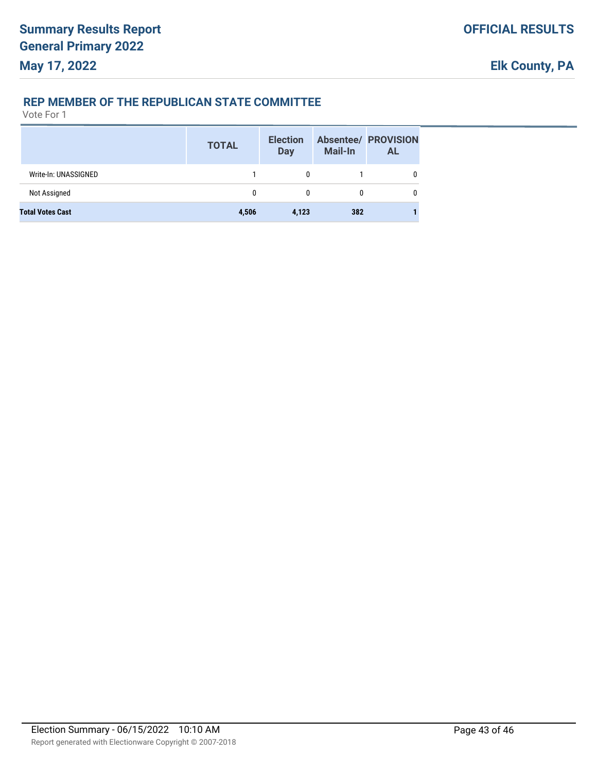## REP MEMBER OF THE REPUBLICAN STATE COMMITTEE

Vote For 1

| | TOTAL | Election Day | Absentee/ Mail-In | PROVISIONAL |
|---|---|---|---|---|
| Write-In: UNASSIGNED | 1 | 0 | 1 | 0 |
| Not Assigned | 0 | 0 | 0 | 0 |
| **Total Votes Cast** | **4,506** | **4,123** | **382** | **1** |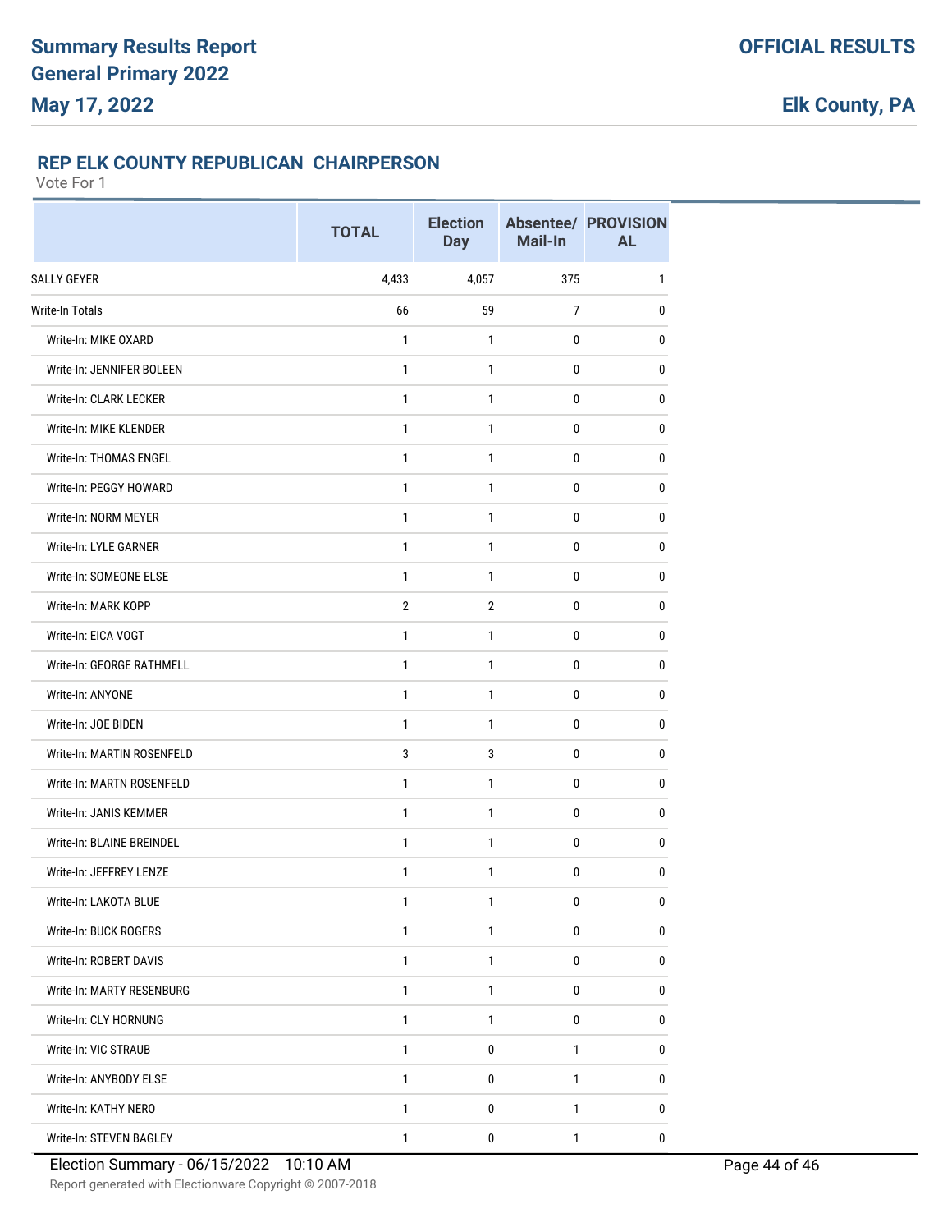# Summary Results Report
# General Primary 2022
# May 17, 2022

**OFFICIAL RESULTS**

**Elk County, PA**

### REP ELK COUNTY REPUBLICAN CHAIRPERSON

Vote For 1

| | TOTAL | Election Day | Absentee/ Mail-In | PROVISIONAL |
|---|---|---|---|---|
| SALLY GEYER | 4,433 | 4,057 | 375 | 1 |
| Write-In Totals | 66 | 59 | 7 | 0 |
| Write-In: MIKE OXARD | 1 | 1 | 0 | 0 |
| Write-In: JENNIFER BOLEEN | 1 | 1 | 0 | 0 |
| Write-In: CLARK LECKER | 1 | 1 | 0 | 0 |
| Write-In: MIKE KLENDER | 1 | 1 | 0 | 0 |
| Write-In: THOMAS ENGEL | 1 | 1 | 0 | 0 |
| Write-In: PEGGY HOWARD | 1 | 1 | 0 | 0 |
| Write-In: NORM MEYER | 1 | 1 | 0 | 0 |
| Write-In: LYLE GARNER | 1 | 1 | 0 | 0 |
| Write-In: SOMEONE ELSE | 1 | 1 | 0 | 0 |
| Write-In: MARK KOPP | 2 | 2 | 0 | 0 |
| Write-In: EICA VOGT | 1 | 1 | 0 | 0 |
| Write-In: GEORGE RATHMELL | 1 | 1 | 0 | 0 |
| Write-In: ANYONE | 1 | 1 | 0 | 0 |
| Write-In: JOE BIDEN | 1 | 1 | 0 | 0 |
| Write-In: MARTIN ROSENFELD | 3 | 3 | 0 | 0 |
| Write-In: MARTN ROSENFELD | 1 | 1 | 0 | 0 |
| Write-In: JANIS KEMMER | 1 | 1 | 0 | 0 |
| Write-In: BLAINE BREINDEL | 1 | 1 | 0 | 0 |
| Write-In: JEFFREY LENZE | 1 | 1 | 0 | 0 |
| Write-In: LAKOTA BLUE | 1 | 1 | 0 | 0 |
| Write-In: BUCK ROGERS | 1 | 1 | 0 | 0 |
| Write-In: ROBERT DAVIS | 1 | 1 | 0 | 0 |
| Write-In: MARTY RESENBURG | 1 | 1 | 0 | 0 |
| Write-In: CLY HORNUNG | 1 | 1 | 0 | 0 |
| Write-In: VIC STRAUB | 1 | 0 | 1 | 0 |
| Write-In: ANYBODY ELSE | 1 | 0 | 1 | 0 |
| Write-In: KATHY NERO | 1 | 0 | 1 | 0 |
| Write-In: STEVEN BAGLEY | 1 | 0 | 1 | 0 |

Election Summary - 06/15/2022 10:10 AM

Report generated with Electionware Copyright © 2007-2018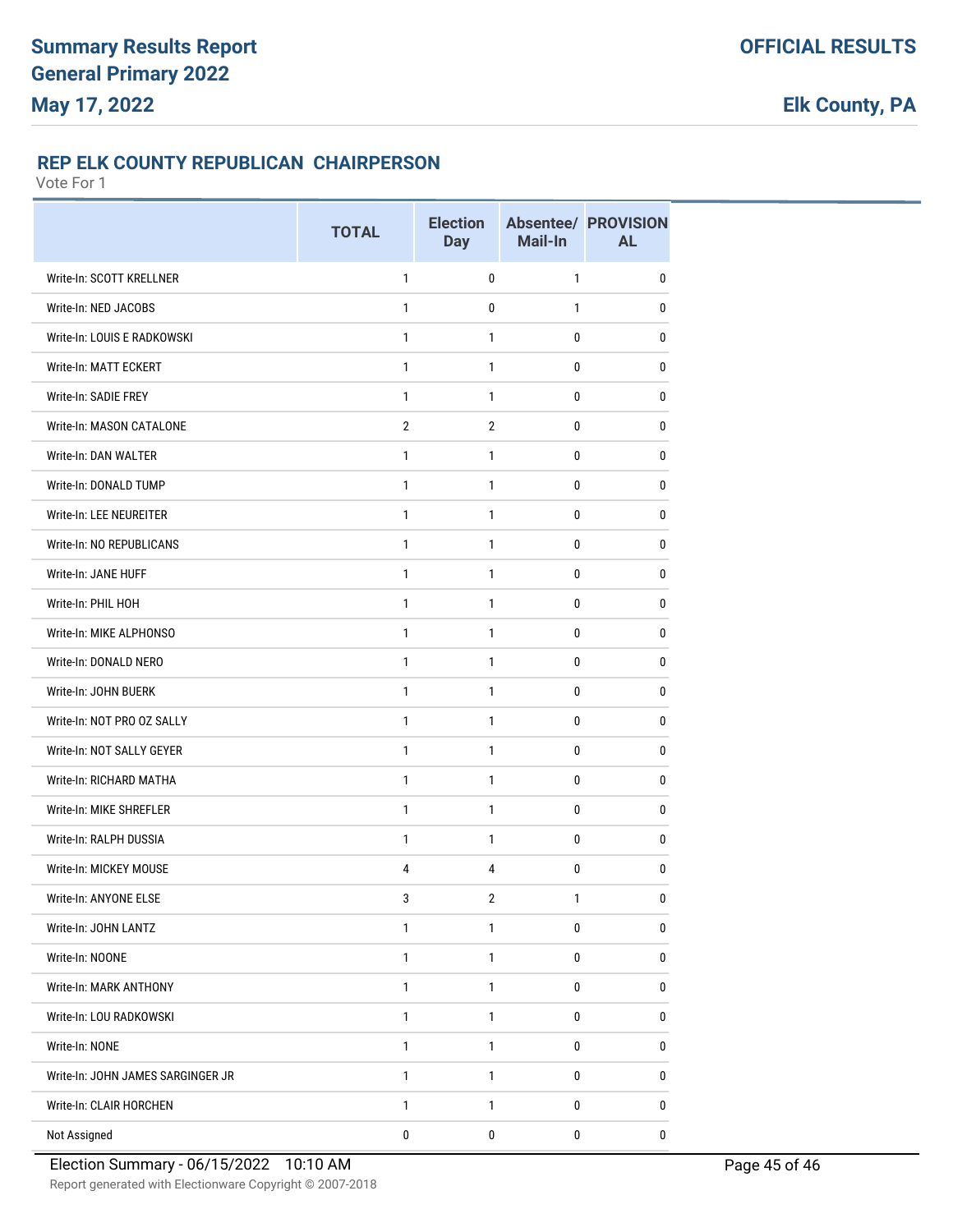# Summary Results Report
## General Primary 2022
## May 17, 2022

**OFFICIAL RESULTS**

**Elk County, PA**

### REP ELK COUNTY REPUBLICAN CHAIRPERSON

Vote For 1

| | TOTAL | Election Day | Absentee/ Mail-In | PROVISIONAL |
|---|---|---|---|---|
| Write-In: SCOTT KRELLNER | 1 | 0 | 1 | 0 |
| Write-In: NED JACOBS | 1 | 0 | 1 | 0 |
| Write-In: LOUIS E RADKOWSKI | 1 | 1 | 0 | 0 |
| Write-In: MATT ECKERT | 1 | 1 | 0 | 0 |
| Write-In: SADIE FREY | 1 | 1 | 0 | 0 |
| Write-In: MASON CATALONE | 2 | 2 | 0 | 0 |
| Write-In: DAN WALTER | 1 | 1 | 0 | 0 |
| Write-In: DONALD TUMP | 1 | 1 | 0 | 0 |
| Write-In: LEE NEUREITER | 1 | 1 | 0 | 0 |
| Write-In: NO REPUBLICANS | 1 | 1 | 0 | 0 |
| Write-In: JANE HUFF | 1 | 1 | 0 | 0 |
| Write-In: PHIL HOH | 1 | 1 | 0 | 0 |
| Write-In: MIKE ALPHONSO | 1 | 1 | 0 | 0 |
| Write-In: DONALD NERO | 1 | 1 | 0 | 0 |
| Write-In: JOHN BUERK | 1 | 1 | 0 | 0 |
| Write-In: NOT PRO OZ SALLY | 1 | 1 | 0 | 0 |
| Write-In: NOT SALLY GEYER | 1 | 1 | 0 | 0 |
| Write-In: RICHARD MATHA | 1 | 1 | 0 | 0 |
| Write-In: MIKE SHREFLER | 1 | 1 | 0 | 0 |
| Write-In: RALPH DUSSIA | 1 | 1 | 0 | 0 |
| Write-In: MICKEY MOUSE | 4 | 4 | 0 | 0 |
| Write-In: ANYONE ELSE | 3 | 2 | 1 | 0 |
| Write-In: JOHN LANTZ | 1 | 1 | 0 | 0 |
| Write-In: NOONE | 1 | 1 | 0 | 0 |
| Write-In: MARK ANTHONY | 1 | 1 | 0 | 0 |
| Write-In: LOU RADKOWSKI | 1 | 1 | 0 | 0 |
| Write-In: NONE | 1 | 1 | 0 | 0 |
| Write-In: JOHN JAMES SARGINGER JR | 1 | 1 | 0 | 0 |
| Write-In: CLAIR HORCHEN | 1 | 1 | 0 | 0 |
| Not Assigned | 0 | 0 | 0 | 0 |

Election Summary - 06/15/2022 10:10 AM

Report generated with Electionware Copyright © 2007-2018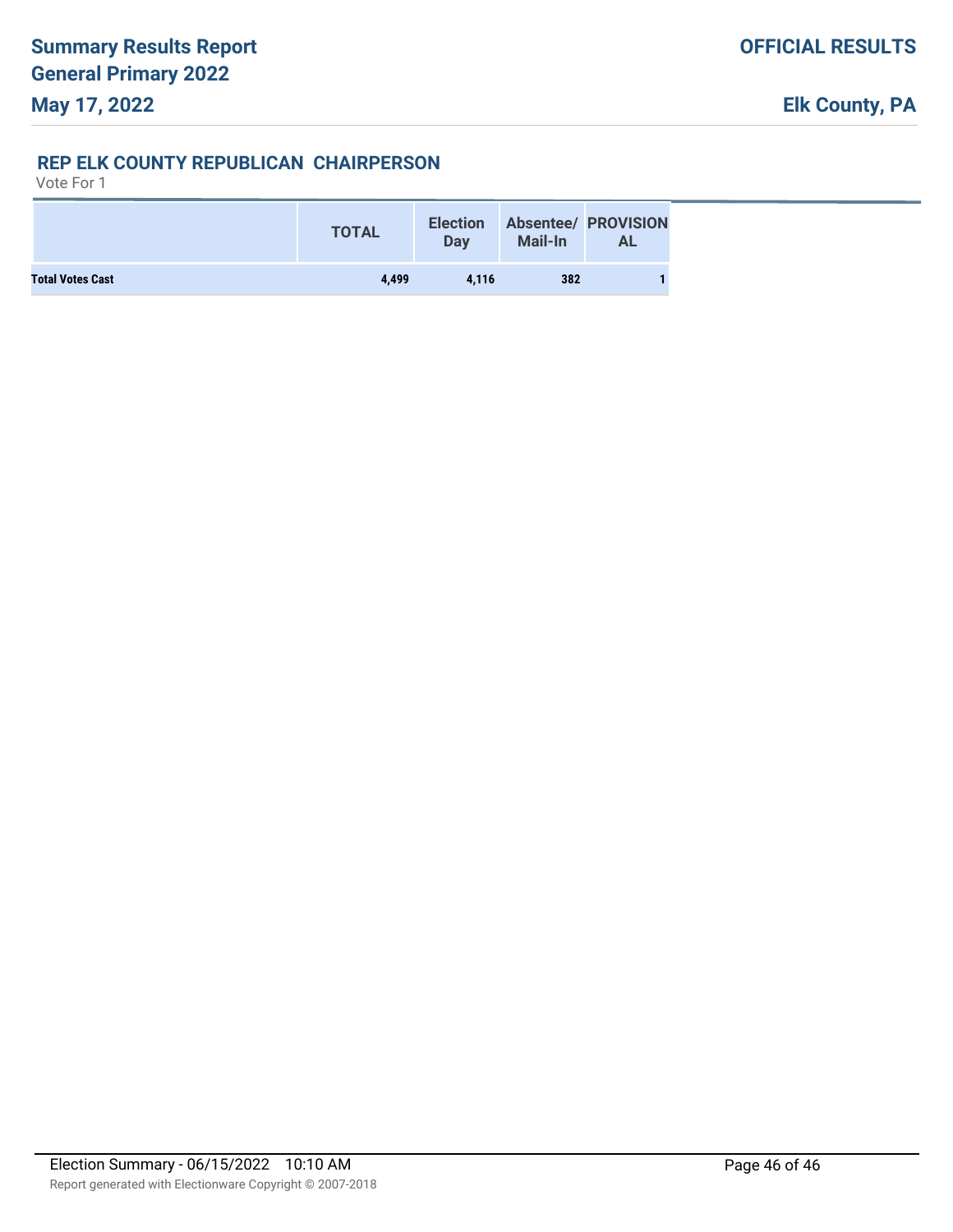## REP ELK COUNTY REPUBLICAN CHAIRPERSON

Vote For 1

| | TOTAL | Election Day | Absentee/ Mail-In | PROVISIONAL |
|---|---|---|---|---|
| **Total Votes Cast** | 4,499 | 4,116 | 382 | 1 |